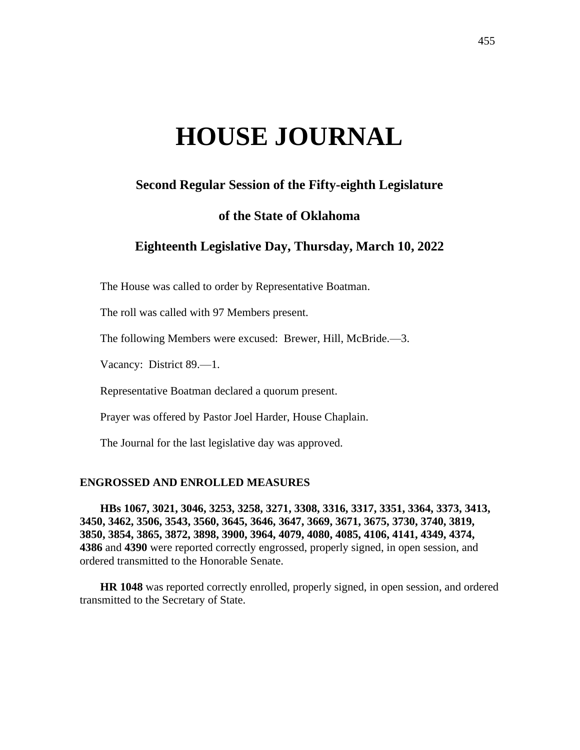# HOUSE JOURNAL

## Second Regular Session of the Fifty-eighth Legislature

## of the State of Oklahoma

## Eighteenth Legislative Day, Thursday, March 10, 2022

The House was called to order by Representative Boatman.

The roll was called with 97 Members present.

The following Members were excused: Brewer, Hill, McBride.—3.

Vacancy: District 89.—1.

Representative Boatman declared a quorum present.

Prayer was offered by Pastor Joel Harder, House Chaplain.

The Journal for the last legislative day was approved.

### ENGROSSED AND ENROLLED MEASURES

**HBs 1067, 3021, 3046, 3253, 3258, 3271, 3308, 3316, 3317, 3351, 3364, 3373, 3413, 3450, 3462, 3506, 3543, 3560, 3645, 3646, 3647, 3669, 3671, 3675, 3730, 3740, 3819, 3850, 3854, 3865, 3872, 3898, 3900, 3964, 4079, 4080, 4085, 4106, 4141, 4349, 4374, 4386** and **4390** were reported correctly engrossed, properly signed, in open session, and ordered transmitted to the Honorable Senate.

**HR 1048** was reported correctly enrolled, properly signed, in open session, and ordered transmitted to the Secretary of State.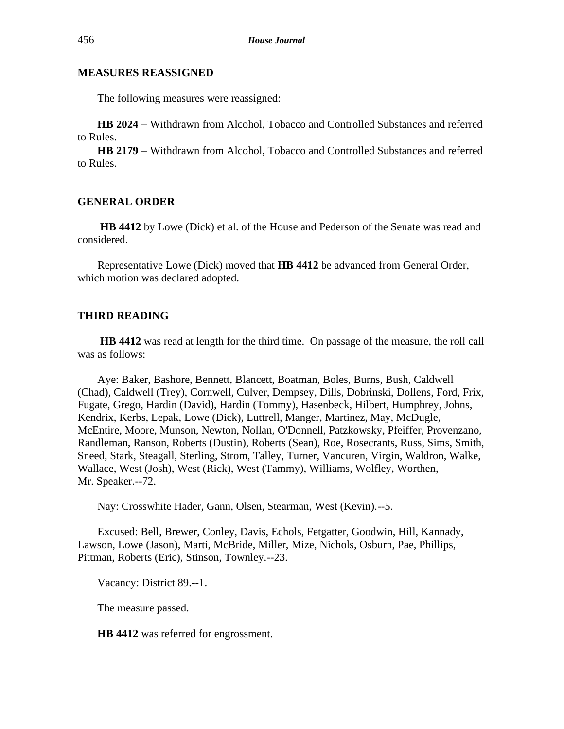## MEASURES REASSIGNED

The following measures were reassigned:

**HB 2024** − Withdrawn from Alcohol, Tobacco and Controlled Substances and referred to Rules.

**HB 2179** − Withdrawn from Alcohol, Tobacco and Controlled Substances and referred to Rules.

## GENERAL ORDER

**HB 4412** by Lowe (Dick) et al. of the House and Pederson of the Senate was read and considered.

Representative Lowe (Dick) moved that **HB 4412** be advanced from General Order, which motion was declared adopted.

## THIRD READING

**HB 4412** was read at length for the third time. On passage of the measure, the roll call was as follows:

Aye: Baker, Bashore, Bennett, Blancett, Boatman, Boles, Burns, Bush, Caldwell (Chad), Caldwell (Trey), Cornwell, Culver, Dempsey, Dills, Dobrinski, Dollens, Ford, Frix, Fugate, Grego, Hardin (David), Hardin (Tommy), Hasenbeck, Hilbert, Humphrey, Johns, Kendrix, Kerbs, Lepak, Lowe (Dick), Luttrell, Manger, Martinez, May, McDugle, McEntire, Moore, Munson, Newton, Nollan, O'Donnell, Patzkowsky, Pfeiffer, Provenzano, Randleman, Ranson, Roberts (Dustin), Roberts (Sean), Roe, Rosecrants, Russ, Sims, Smith, Sneed, Stark, Steagall, Sterling, Strom, Talley, Turner, Vancuren, Virgin, Waldron, Walke, Wallace, West (Josh), West (Rick), West (Tammy), Williams, Wolfley, Worthen, Mr. Speaker.--72.

Nay: Crosswhite Hader, Gann, Olsen, Stearman, West (Kevin).--5.

Excused: Bell, Brewer, Conley, Davis, Echols, Fetgatter, Goodwin, Hill, Kannady, Lawson, Lowe (Jason), Marti, McBride, Miller, Mize, Nichols, Osburn, Pae, Phillips, Pittman, Roberts (Eric), Stinson, Townley.--23.

Vacancy: District 89.--1.

The measure passed.

**HB 4412** was referred for engrossment.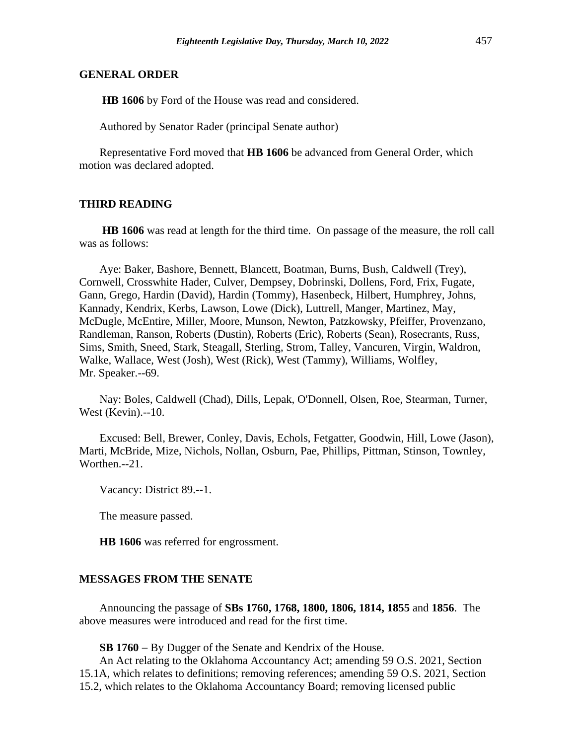## GENERAL ORDER

**HB 1606** by Ford of the House was read and considered.

Authored by Senator Rader (principal Senate author)

Representative Ford moved that **HB 1606** be advanced from General Order, which motion was declared adopted.

## THIRD READING

**HB 1606** was read at length for the third time. On passage of the measure, the roll call was as follows:

Aye: Baker, Bashore, Bennett, Blancett, Boatman, Burns, Bush, Caldwell (Trey), Cornwell, Crosswhite Hader, Culver, Dempsey, Dobrinski, Dollens, Ford, Frix, Fugate, Gann, Grego, Hardin (David), Hardin (Tommy), Hasenbeck, Hilbert, Humphrey, Johns, Kannady, Kendrix, Kerbs, Lawson, Lowe (Dick), Luttrell, Manger, Martinez, May, McDugle, McEntire, Miller, Moore, Munson, Newton, Patzkowsky, Pfeiffer, Provenzano, Randleman, Ranson, Roberts (Dustin), Roberts (Eric), Roberts (Sean), Rosecrants, Russ, Sims, Smith, Sneed, Stark, Steagall, Sterling, Strom, Talley, Vancuren, Virgin, Waldron, Walke, Wallace, West (Josh), West (Rick), West (Tammy), Williams, Wolfley, Mr. Speaker.--69.

Nay: Boles, Caldwell (Chad), Dills, Lepak, O'Donnell, Olsen, Roe, Stearman, Turner, West (Kevin).--10.

Excused: Bell, Brewer, Conley, Davis, Echols, Fetgatter, Goodwin, Hill, Lowe (Jason), Marti, McBride, Mize, Nichols, Nollan, Osburn, Pae, Phillips, Pittman, Stinson, Townley, Worthen.--21.

Vacancy: District 89.--1.

The measure passed.

**HB 1606** was referred for engrossment.

## MESSAGES FROM THE SENATE

Announcing the passage of **SBs 1760, 1768, 1800, 1806, 1814, 1855** and **1856**. The above measures were introduced and read for the first time.

**SB 1760** – By Dugger of the Senate and Kendrix of the House.

An Act relating to the Oklahoma Accountancy Act; amending 59 O.S. 2021, Section 15.1A, which relates to definitions; removing references; amending 59 O.S. 2021, Section 15.2, which relates to the Oklahoma Accountancy Board; removing licensed public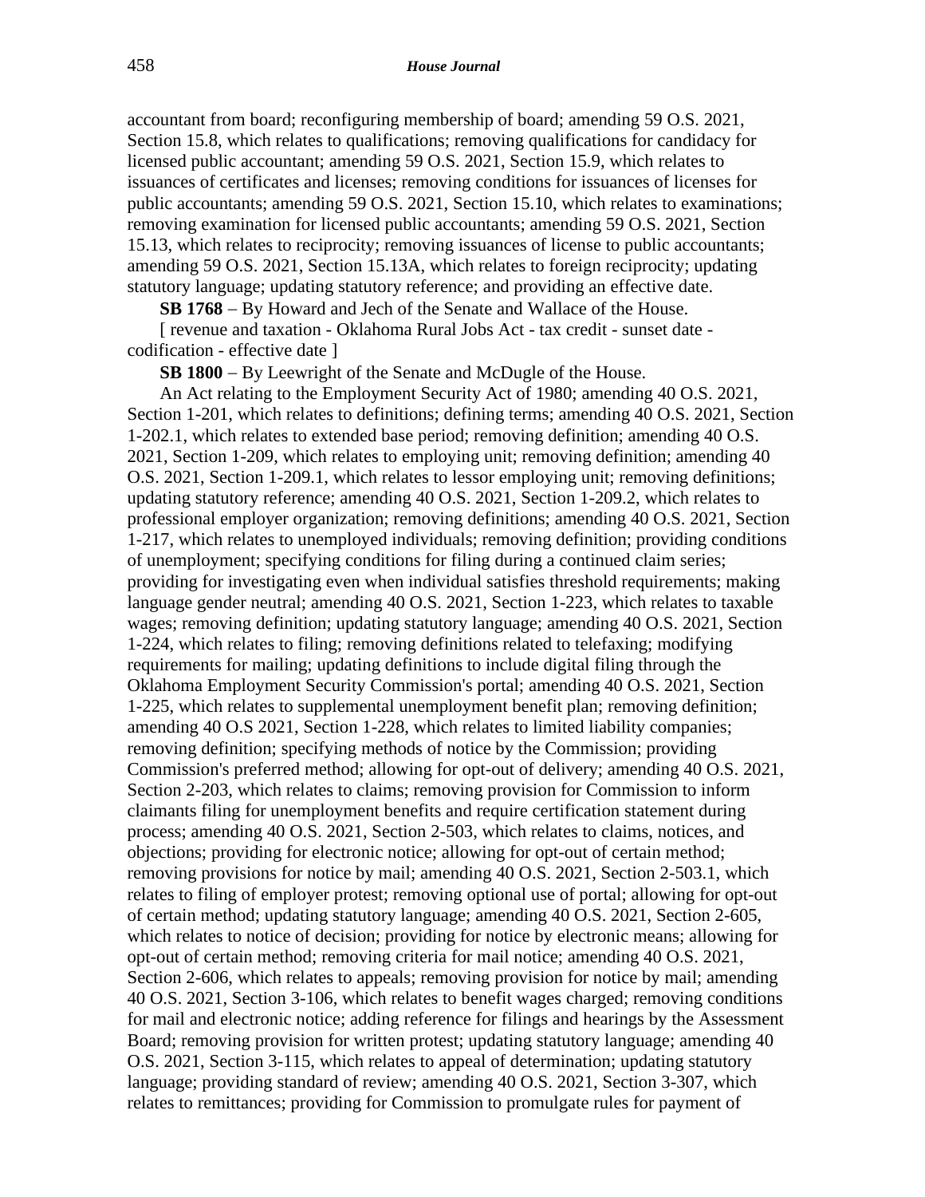accountant from board; reconfiguring membership of board; amending 59 O.S. 2021, Section 15.8, which relates to qualifications; removing qualifications for candidacy for licensed public accountant; amending 59 O.S. 2021, Section 15.9, which relates to issuances of certificates and licenses; removing conditions for issuances of licenses for public accountants; amending 59 O.S. 2021, Section 15.10, which relates to examinations; removing examination for licensed public accountants; amending 59 O.S. 2021, Section 15.13, which relates to reciprocity; removing issuances of license to public accountants; amending 59 O.S. 2021, Section 15.13A, which relates to foreign reciprocity; updating statutory language; updating statutory reference; and providing an effective date.

**SB 1768** – By Howard and Jech of the Senate and Wallace of the House.

[ revenue and taxation - Oklahoma Rural Jobs Act - tax credit - sunset date - codification - effective date ]

**SB 1800** – By Leewright of the Senate and McDugle of the House.

An Act relating to the Employment Security Act of 1980; amending 40 O.S. 2021, Section 1-201, which relates to definitions; defining terms; amending 40 O.S. 2021, Section 1-202.1, which relates to extended base period; removing definition; amending 40 O.S. 2021, Section 1-209, which relates to employing unit; removing definition; amending 40 O.S. 2021, Section 1-209.1, which relates to lessor employing unit; removing definitions; updating statutory reference; amending 40 O.S. 2021, Section 1-209.2, which relates to professional employer organization; removing definitions; amending 40 O.S. 2021, Section 1-217, which relates to unemployed individuals; removing definition; providing conditions of unemployment; specifying conditions for filing during a continued claim series; providing for investigating even when individual satisfies threshold requirements; making language gender neutral; amending 40 O.S. 2021, Section 1-223, which relates to taxable wages; removing definition; updating statutory language; amending 40 O.S. 2021, Section 1-224, which relates to filing; removing definitions related to telefaxing; modifying requirements for mailing; updating definitions to include digital filing through the Oklahoma Employment Security Commission's portal; amending 40 O.S. 2021, Section 1-225, which relates to supplemental unemployment benefit plan; removing definition; amending 40 O.S 2021, Section 1-228, which relates to limited liability companies; removing definition; specifying methods of notice by the Commission; providing Commission's preferred method; allowing for opt-out of delivery; amending 40 O.S. 2021, Section 2-203, which relates to claims; removing provision for Commission to inform claimants filing for unemployment benefits and require certification statement during process; amending 40 O.S. 2021, Section 2-503, which relates to claims, notices, and objections; providing for electronic notice; allowing for opt-out of certain method; removing provisions for notice by mail; amending 40 O.S. 2021, Section 2-503.1, which relates to filing of employer protest; removing optional use of portal; allowing for opt-out of certain method; updating statutory language; amending 40 O.S. 2021, Section 2-605, which relates to notice of decision; providing for notice by electronic means; allowing for opt-out of certain method; removing criteria for mail notice; amending 40 O.S. 2021, Section 2-606, which relates to appeals; removing provision for notice by mail; amending 40 O.S. 2021, Section 3-106, which relates to benefit wages charged; removing conditions for mail and electronic notice; adding reference for filings and hearings by the Assessment Board; removing provision for written protest; updating statutory language; amending 40 O.S. 2021, Section 3-115, which relates to appeal of determination; updating statutory language; providing standard of review; amending 40 O.S. 2021, Section 3-307, which relates to remittances; providing for Commission to promulgate rules for payment of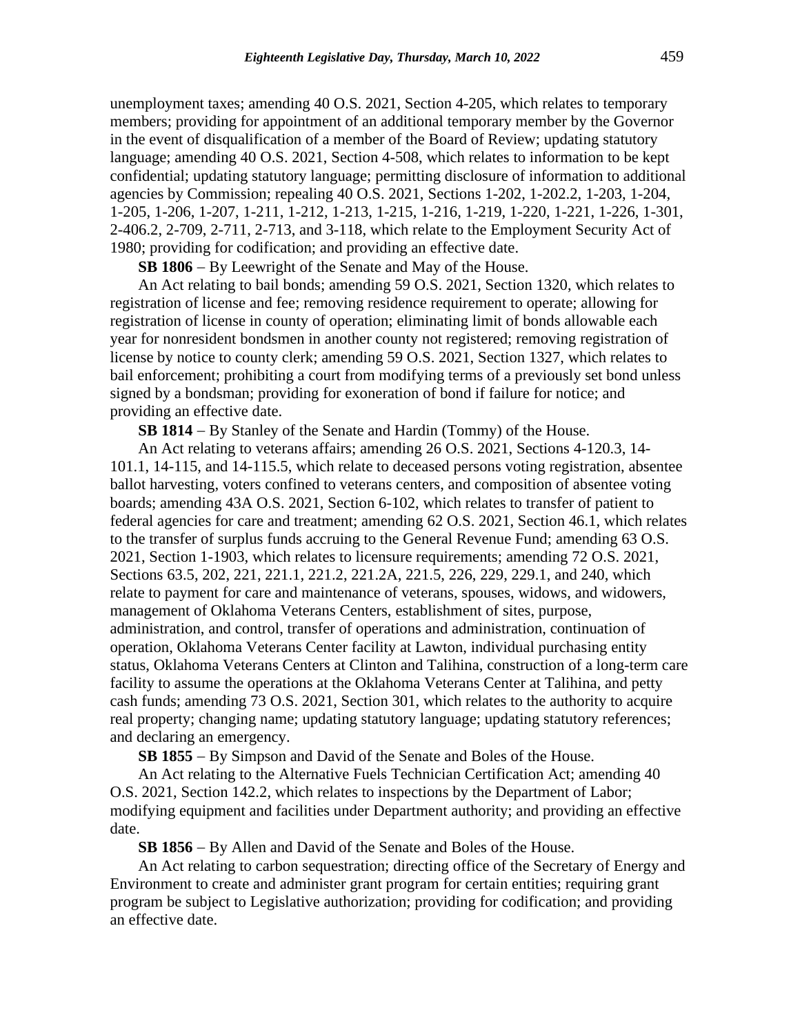unemployment taxes; amending 40 O.S. 2021, Section 4-205, which relates to temporary members; providing for appointment of an additional temporary member by the Governor in the event of disqualification of a member of the Board of Review; updating statutory language; amending 40 O.S. 2021, Section 4-508, which relates to information to be kept confidential; updating statutory language; permitting disclosure of information to additional agencies by Commission; repealing 40 O.S. 2021, Sections 1-202, 1-202.2, 1-203, 1-204, 1-205, 1-206, 1-207, 1-211, 1-212, 1-213, 1-215, 1-216, 1-219, 1-220, 1-221, 1-226, 1-301, 2-406.2, 2-709, 2-711, 2-713, and 3-118, which relate to the Employment Security Act of 1980; providing for codification; and providing an effective date.

**SB 1806** − By Leewright of the Senate and May of the House.

An Act relating to bail bonds; amending 59 O.S. 2021, Section 1320, which relates to registration of license and fee; removing residence requirement to operate; allowing for registration of license in county of operation; eliminating limit of bonds allowable each year for nonresident bondsmen in another county not registered; removing registration of license by notice to county clerk; amending 59 O.S. 2021, Section 1327, which relates to bail enforcement; prohibiting a court from modifying terms of a previously set bond unless signed by a bondsman; providing for exoneration of bond if failure for notice; and providing an effective date.

**SB 1814** − By Stanley of the Senate and Hardin (Tommy) of the House.

An Act relating to veterans affairs; amending 26 O.S. 2021, Sections 4-120.3, 14-101.1, 14-115, and 14-115.5, which relate to deceased persons voting registration, absentee ballot harvesting, voters confined to veterans centers, and composition of absentee voting boards; amending 43A O.S. 2021, Section 6-102, which relates to transfer of patient to federal agencies for care and treatment; amending 62 O.S. 2021, Section 46.1, which relates to the transfer of surplus funds accruing to the General Revenue Fund; amending 63 O.S. 2021, Section 1-1903, which relates to licensure requirements; amending 72 O.S. 2021, Sections 63.5, 202, 221, 221.1, 221.2, 221.2A, 221.5, 226, 229, 229.1, and 240, which relate to payment for care and maintenance of veterans, spouses, widows, and widowers, management of Oklahoma Veterans Centers, establishment of sites, purpose, administration, and control, transfer of operations and administration, continuation of operation, Oklahoma Veterans Center facility at Lawton, individual purchasing entity status, Oklahoma Veterans Centers at Clinton and Talihina, construction of a long-term care facility to assume the operations at the Oklahoma Veterans Center at Talihina, and petty cash funds; amending 73 O.S. 2021, Section 301, which relates to the authority to acquire real property; changing name; updating statutory language; updating statutory references; and declaring an emergency.

**SB 1855** − By Simpson and David of the Senate and Boles of the House.

An Act relating to the Alternative Fuels Technician Certification Act; amending 40 O.S. 2021, Section 142.2, which relates to inspections by the Department of Labor; modifying equipment and facilities under Department authority; and providing an effective date.

**SB 1856** − By Allen and David of the Senate and Boles of the House.

An Act relating to carbon sequestration; directing office of the Secretary of Energy and Environment to create and administer grant program for certain entities; requiring grant program be subject to Legislative authorization; providing for codification; and providing an effective date.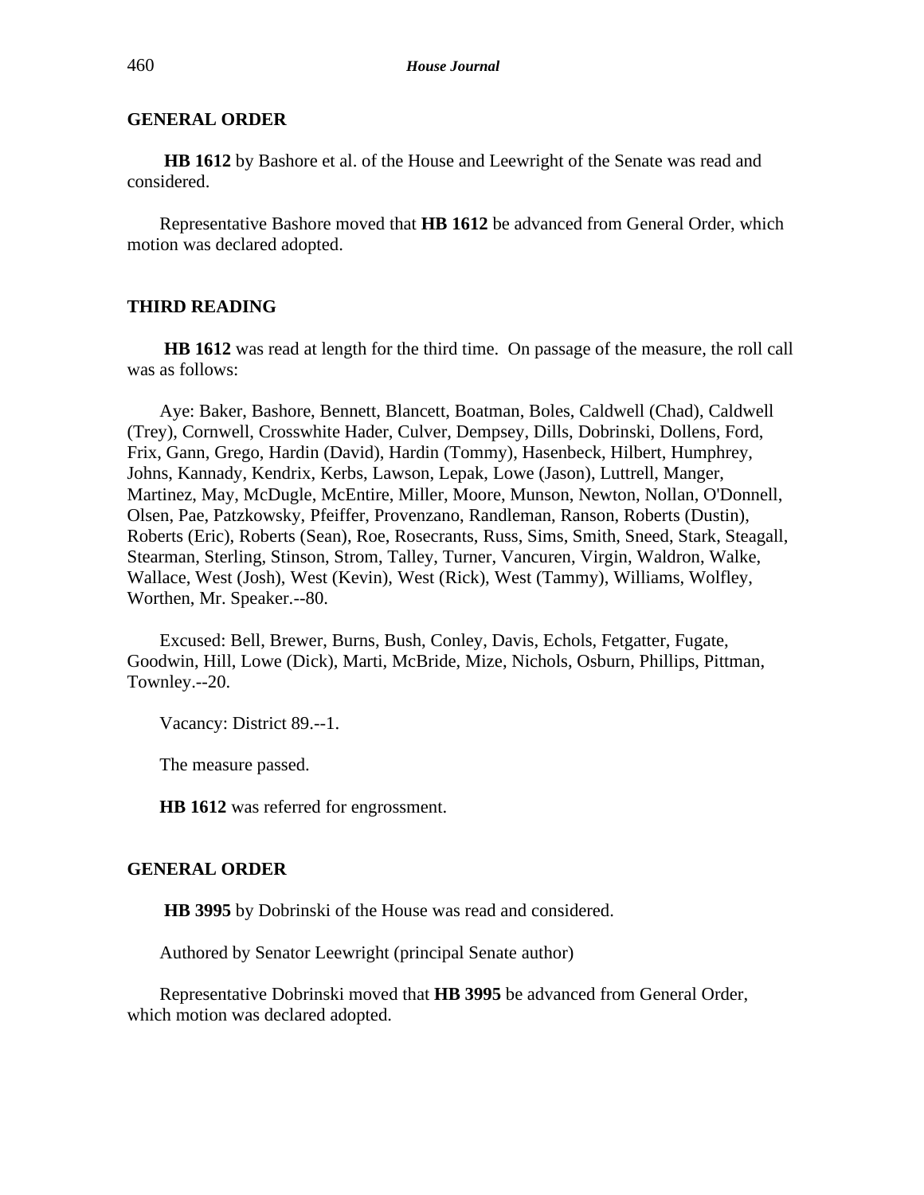## GENERAL ORDER

**HB 1612** by Bashore et al. of the House and Leewright of the Senate was read and considered.

Representative Bashore moved that **HB 1612** be advanced from General Order, which motion was declared adopted.

## THIRD READING

**HB 1612** was read at length for the third time. On passage of the measure, the roll call was as follows:

Aye: Baker, Bashore, Bennett, Blancett, Boatman, Boles, Caldwell (Chad), Caldwell (Trey), Cornwell, Crosswhite Hader, Culver, Dempsey, Dills, Dobrinski, Dollens, Ford, Frix, Gann, Grego, Hardin (David), Hardin (Tommy), Hasenbeck, Hilbert, Humphrey, Johns, Kannady, Kendrix, Kerbs, Lawson, Lepak, Lowe (Jason), Luttrell, Manger, Martinez, May, McDugle, McEntire, Miller, Moore, Munson, Newton, Nollan, O'Donnell, Olsen, Pae, Patzkowsky, Pfeiffer, Provenzano, Randleman, Ranson, Roberts (Dustin), Roberts (Eric), Roberts (Sean), Roe, Rosecrants, Russ, Sims, Smith, Sneed, Stark, Steagall, Stearman, Sterling, Stinson, Strom, Talley, Turner, Vancuren, Virgin, Waldron, Walke, Wallace, West (Josh), West (Kevin), West (Rick), West (Tammy), Williams, Wolfley, Worthen, Mr. Speaker.--80.

Excused: Bell, Brewer, Burns, Bush, Conley, Davis, Echols, Fetgatter, Fugate, Goodwin, Hill, Lowe (Dick), Marti, McBride, Mize, Nichols, Osburn, Phillips, Pittman, Townley.--20.

Vacancy: District 89.--1.

The measure passed.

**HB 1612** was referred for engrossment.

## GENERAL ORDER

**HB 3995** by Dobrinski of the House was read and considered.

Authored by Senator Leewright (principal Senate author)

Representative Dobrinski moved that **HB 3995** be advanced from General Order, which motion was declared adopted.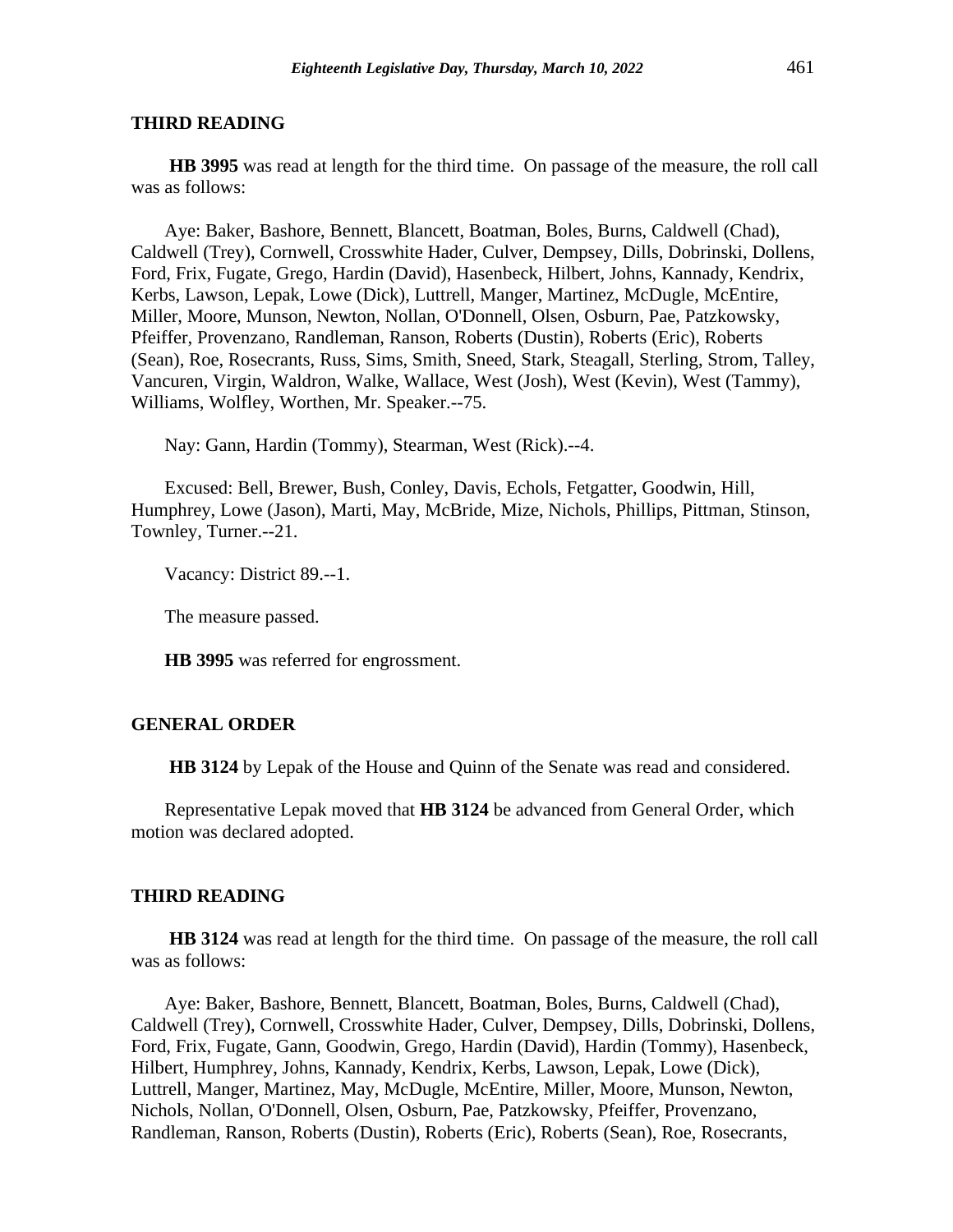## THIRD READING

**HB 3995** was read at length for the third time. On passage of the measure, the roll call was as follows:

Aye: Baker, Bashore, Bennett, Blancett, Boatman, Boles, Burns, Caldwell (Chad), Caldwell (Trey), Cornwell, Crosswhite Hader, Culver, Dempsey, Dills, Dobrinski, Dollens, Ford, Frix, Fugate, Grego, Hardin (David), Hasenbeck, Hilbert, Johns, Kannady, Kendrix, Kerbs, Lawson, Lepak, Lowe (Dick), Luttrell, Manger, Martinez, McDugle, McEntire, Miller, Moore, Munson, Newton, Nollan, O'Donnell, Olsen, Osburn, Pae, Patzkowsky, Pfeiffer, Provenzano, Randleman, Ranson, Roberts (Dustin), Roberts (Eric), Roberts (Sean), Roe, Rosecrants, Russ, Sims, Smith, Sneed, Stark, Steagall, Sterling, Strom, Talley, Vancuren, Virgin, Waldron, Walke, Wallace, West (Josh), West (Kevin), West (Tammy), Williams, Wolfley, Worthen, Mr. Speaker.--75.

Nay: Gann, Hardin (Tommy), Stearman, West (Rick).--4.

Excused: Bell, Brewer, Bush, Conley, Davis, Echols, Fetgatter, Goodwin, Hill, Humphrey, Lowe (Jason), Marti, May, McBride, Mize, Nichols, Phillips, Pittman, Stinson, Townley, Turner.--21.

Vacancy: District 89.--1.

The measure passed.

**HB 3995** was referred for engrossment.

## GENERAL ORDER

**HB 3124** by Lepak of the House and Quinn of the Senate was read and considered.

Representative Lepak moved that **HB 3124** be advanced from General Order, which motion was declared adopted.

## THIRD READING

**HB 3124** was read at length for the third time. On passage of the measure, the roll call was as follows:

Aye: Baker, Bashore, Bennett, Blancett, Boatman, Boles, Burns, Caldwell (Chad), Caldwell (Trey), Cornwell, Crosswhite Hader, Culver, Dempsey, Dills, Dobrinski, Dollens, Ford, Frix, Fugate, Gann, Goodwin, Grego, Hardin (David), Hardin (Tommy), Hasenbeck, Hilbert, Humphrey, Johns, Kannady, Kendrix, Kerbs, Lawson, Lepak, Lowe (Dick), Luttrell, Manger, Martinez, May, McDugle, McEntire, Miller, Moore, Munson, Newton, Nichols, Nollan, O'Donnell, Olsen, Osburn, Pae, Patzkowsky, Pfeiffer, Provenzano, Randleman, Ranson, Roberts (Dustin), Roberts (Eric), Roberts (Sean), Roe, Rosecrants,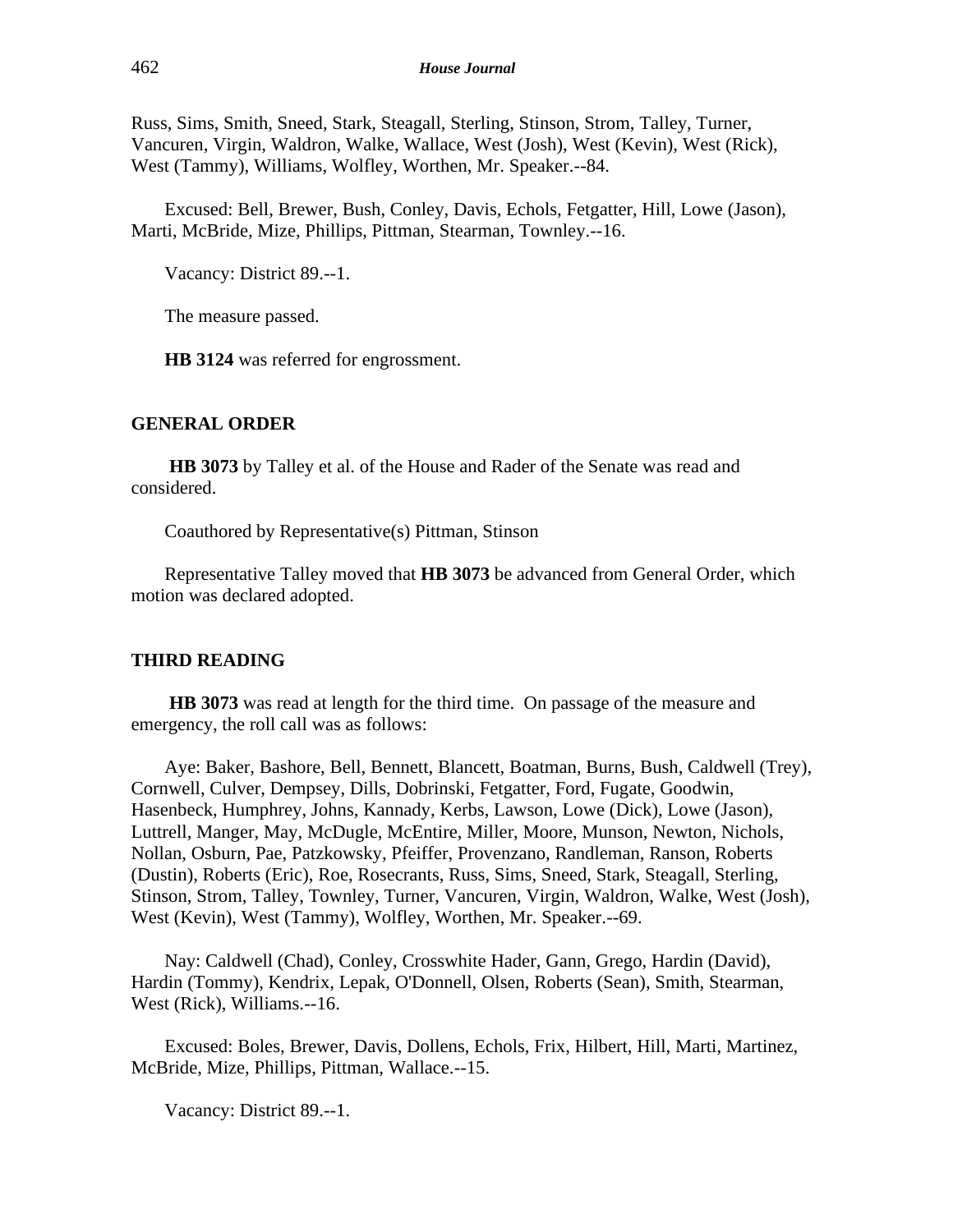Russ, Sims, Smith, Sneed, Stark, Steagall, Sterling, Stinson, Strom, Talley, Turner, Vancuren, Virgin, Waldron, Walke, Wallace, West (Josh), West (Kevin), West (Rick), West (Tammy), Williams, Wolfley, Worthen, Mr. Speaker.--84.

Excused: Bell, Brewer, Bush, Conley, Davis, Echols, Fetgatter, Hill, Lowe (Jason), Marti, McBride, Mize, Phillips, Pittman, Stearman, Townley.--16.

Vacancy: District 89.--1.

The measure passed.

**HB 3124** was referred for engrossment.

**GENERAL ORDER**

**HB 3073** by Talley et al. of the House and Rader of the Senate was read and considered.

Coauthored by Representative(s) Pittman, Stinson

Representative Talley moved that **HB 3073** be advanced from General Order, which motion was declared adopted.

**THIRD READING**

**HB 3073** was read at length for the third time. On passage of the measure and emergency, the roll call was as follows:

Aye: Baker, Bashore, Bell, Bennett, Blancett, Boatman, Burns, Bush, Caldwell (Trey), Cornwell, Culver, Dempsey, Dills, Dobrinski, Fetgatter, Ford, Fugate, Goodwin, Hasenbeck, Humphrey, Johns, Kannady, Kerbs, Lawson, Lowe (Dick), Lowe (Jason), Luttrell, Manger, May, McDugle, McEntire, Miller, Moore, Munson, Newton, Nichols, Nollan, Osburn, Pae, Patzkowsky, Pfeiffer, Provenzano, Randleman, Ranson, Roberts (Dustin), Roberts (Eric), Roe, Rosecrants, Russ, Sims, Sneed, Stark, Steagall, Sterling, Stinson, Strom, Talley, Townley, Turner, Vancuren, Virgin, Waldron, Walke, West (Josh), West (Kevin), West (Tammy), Wolfley, Worthen, Mr. Speaker.--69.

Nay: Caldwell (Chad), Conley, Crosswhite Hader, Gann, Grego, Hardin (David), Hardin (Tommy), Kendrix, Lepak, O'Donnell, Olsen, Roberts (Sean), Smith, Stearman, West (Rick), Williams.--16.

Excused: Boles, Brewer, Davis, Dollens, Echols, Frix, Hilbert, Hill, Marti, Martinez, McBride, Mize, Phillips, Pittman, Wallace.--15.

Vacancy: District 89.--1.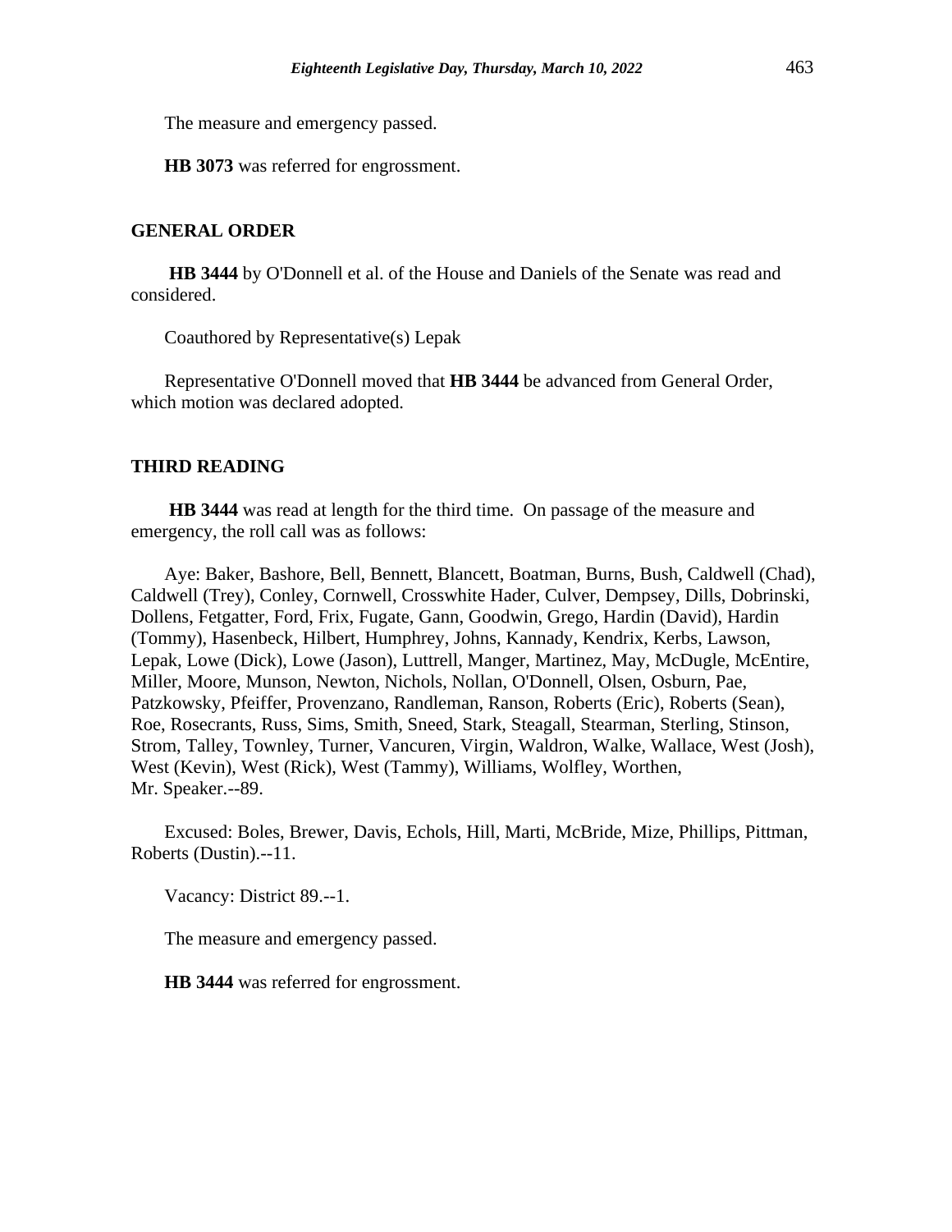The measure and emergency passed.

**HB 3073** was referred for engrossment.

## GENERAL ORDER

**HB 3444** by O'Donnell et al. of the House and Daniels of the Senate was read and considered.

Coauthored by Representative(s) Lepak

Representative O'Donnell moved that **HB 3444** be advanced from General Order, which motion was declared adopted.

## THIRD READING

**HB 3444** was read at length for the third time. On passage of the measure and emergency, the roll call was as follows:

Aye: Baker, Bashore, Bell, Bennett, Blancett, Boatman, Burns, Bush, Caldwell (Chad), Caldwell (Trey), Conley, Cornwell, Crosswhite Hader, Culver, Dempsey, Dills, Dobrinski, Dollens, Fetgatter, Ford, Frix, Fugate, Gann, Goodwin, Grego, Hardin (David), Hardin (Tommy), Hasenbeck, Hilbert, Humphrey, Johns, Kannady, Kendrix, Kerbs, Lawson, Lepak, Lowe (Dick), Lowe (Jason), Luttrell, Manger, Martinez, May, McDugle, McEntire, Miller, Moore, Munson, Newton, Nichols, Nollan, O'Donnell, Olsen, Osburn, Pae, Patzkowsky, Pfeiffer, Provenzano, Randleman, Ranson, Roberts (Eric), Roberts (Sean), Roe, Rosecrants, Russ, Sims, Smith, Sneed, Stark, Steagall, Stearman, Sterling, Stinson, Strom, Talley, Townley, Turner, Vancuren, Virgin, Waldron, Walke, Wallace, West (Josh), West (Kevin), West (Rick), West (Tammy), Williams, Wolfley, Worthen, Mr. Speaker.--89.

Excused: Boles, Brewer, Davis, Echols, Hill, Marti, McBride, Mize, Phillips, Pittman, Roberts (Dustin).--11.

Vacancy: District 89.--1.

The measure and emergency passed.

**HB 3444** was referred for engrossment.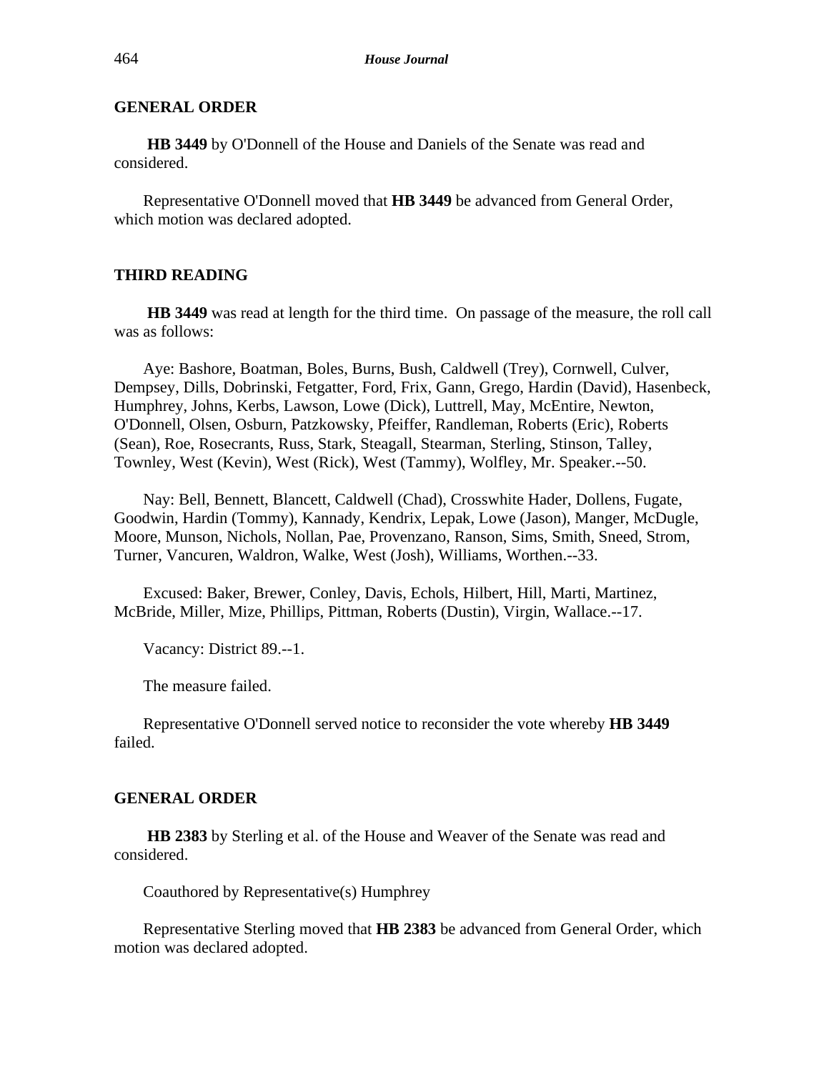## GENERAL ORDER

**HB 3449** by O'Donnell of the House and Daniels of the Senate was read and considered.

Representative O'Donnell moved that **HB 3449** be advanced from General Order, which motion was declared adopted.

## THIRD READING

**HB 3449** was read at length for the third time. On passage of the measure, the roll call was as follows:

Aye: Bashore, Boatman, Boles, Burns, Bush, Caldwell (Trey), Cornwell, Culver, Dempsey, Dills, Dobrinski, Fetgatter, Ford, Frix, Gann, Grego, Hardin (David), Hasenbeck, Humphrey, Johns, Kerbs, Lawson, Lowe (Dick), Luttrell, May, McEntire, Newton, O'Donnell, Olsen, Osburn, Patzkowsky, Pfeiffer, Randleman, Roberts (Eric), Roberts (Sean), Roe, Rosecrants, Russ, Stark, Steagall, Stearman, Sterling, Stinson, Talley, Townley, West (Kevin), West (Rick), West (Tammy), Wolfley, Mr. Speaker.--50.

Nay: Bell, Bennett, Blancett, Caldwell (Chad), Crosswhite Hader, Dollens, Fugate, Goodwin, Hardin (Tommy), Kannady, Kendrix, Lepak, Lowe (Jason), Manger, McDugle, Moore, Munson, Nichols, Nollan, Pae, Provenzano, Ranson, Sims, Smith, Sneed, Strom, Turner, Vancuren, Waldron, Walke, West (Josh), Williams, Worthen.--33.

Excused: Baker, Brewer, Conley, Davis, Echols, Hilbert, Hill, Marti, Martinez, McBride, Miller, Mize, Phillips, Pittman, Roberts (Dustin), Virgin, Wallace.--17.

Vacancy: District 89.--1.

The measure failed.

Representative O'Donnell served notice to reconsider the vote whereby **HB 3449** failed.

## GENERAL ORDER

**HB 2383** by Sterling et al. of the House and Weaver of the Senate was read and considered.

Coauthored by Representative(s) Humphrey

Representative Sterling moved that **HB 2383** be advanced from General Order, which motion was declared adopted.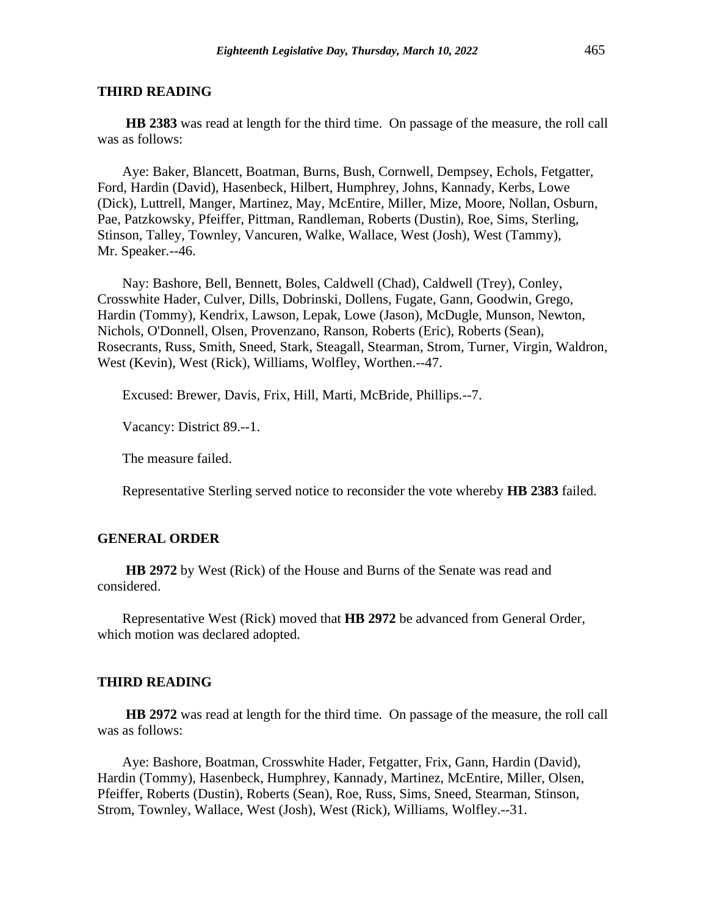## THIRD READING

**HB 2383** was read at length for the third time. On passage of the measure, the roll call was as follows:

Aye: Baker, Blancett, Boatman, Burns, Bush, Cornwell, Dempsey, Echols, Fetgatter, Ford, Hardin (David), Hasenbeck, Hilbert, Humphrey, Johns, Kannady, Kerbs, Lowe (Dick), Luttrell, Manger, Martinez, May, McEntire, Miller, Mize, Moore, Nollan, Osburn, Pae, Patzkowsky, Pfeiffer, Pittman, Randleman, Roberts (Dustin), Roe, Sims, Sterling, Stinson, Talley, Townley, Vancuren, Walke, Wallace, West (Josh), West (Tammy), Mr. Speaker.--46.

Nay: Bashore, Bell, Bennett, Boles, Caldwell (Chad), Caldwell (Trey), Conley, Crosswhite Hader, Culver, Dills, Dobrinski, Dollens, Fugate, Gann, Goodwin, Grego, Hardin (Tommy), Kendrix, Lawson, Lepak, Lowe (Jason), McDugle, Munson, Newton, Nichols, O'Donnell, Olsen, Provenzano, Ranson, Roberts (Eric), Roberts (Sean), Rosecrants, Russ, Smith, Sneed, Stark, Steagall, Stearman, Strom, Turner, Virgin, Waldron, West (Kevin), West (Rick), Williams, Wolfley, Worthen.--47.

Excused: Brewer, Davis, Frix, Hill, Marti, McBride, Phillips.--7.

Vacancy: District 89.--1.

The measure failed.

Representative Sterling served notice to reconsider the vote whereby **HB 2383** failed.

## GENERAL ORDER

**HB 2972** by West (Rick) of the House and Burns of the Senate was read and considered.

Representative West (Rick) moved that **HB 2972** be advanced from General Order, which motion was declared adopted.

## THIRD READING

**HB 2972** was read at length for the third time. On passage of the measure, the roll call was as follows:

Aye: Bashore, Boatman, Crosswhite Hader, Fetgatter, Frix, Gann, Hardin (David), Hardin (Tommy), Hasenbeck, Humphrey, Kannady, Martinez, McEntire, Miller, Olsen, Pfeiffer, Roberts (Dustin), Roberts (Sean), Roe, Russ, Sims, Sneed, Stearman, Stinson, Strom, Townley, Wallace, West (Josh), West (Rick), Williams, Wolfley.--31.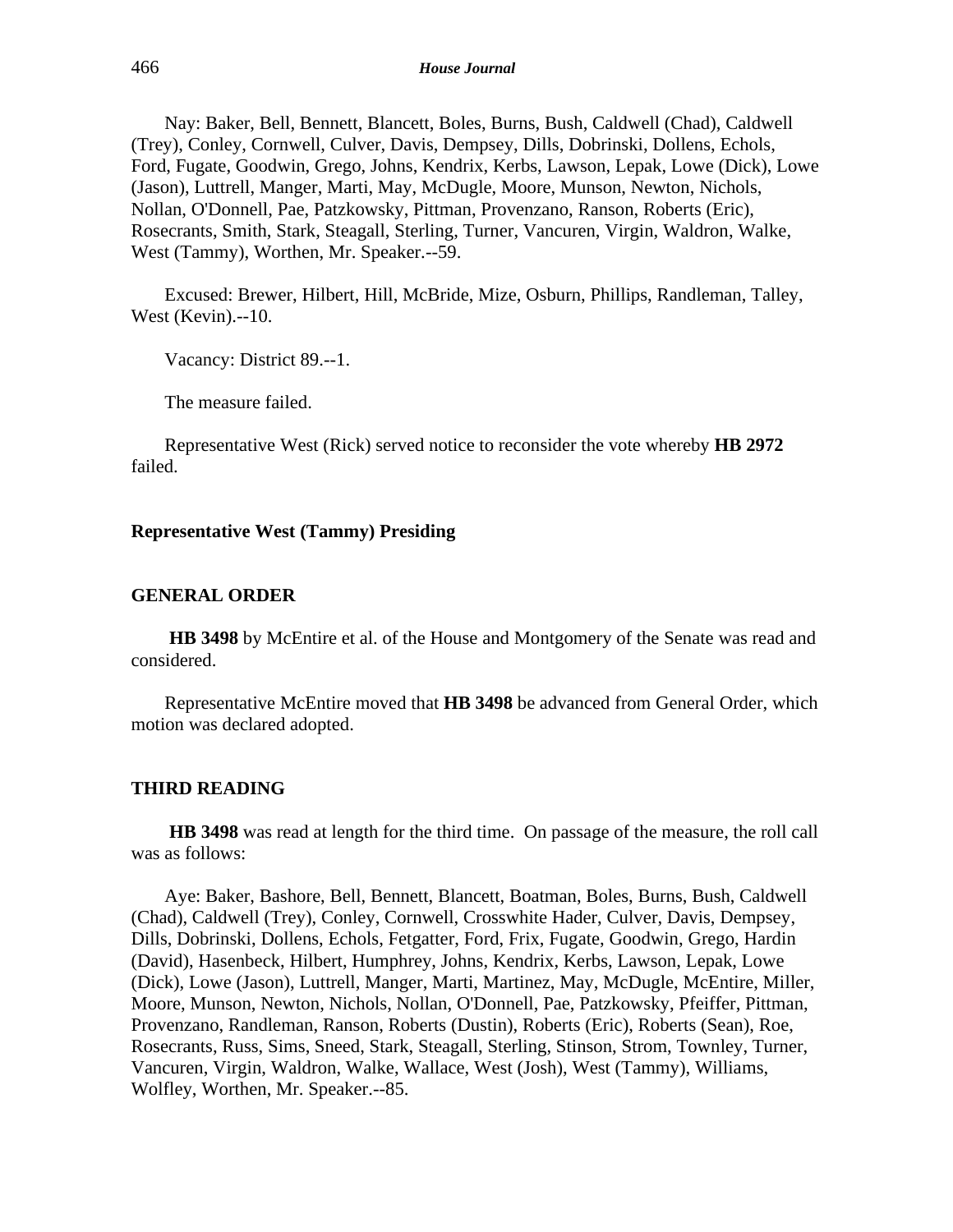Nay: Baker, Bell, Bennett, Blancett, Boles, Burns, Bush, Caldwell (Chad), Caldwell (Trey), Conley, Cornwell, Culver, Davis, Dempsey, Dills, Dobrinski, Dollens, Echols, Ford, Fugate, Goodwin, Grego, Johns, Kendrix, Kerbs, Lawson, Lepak, Lowe (Dick), Lowe (Jason), Luttrell, Manger, Marti, May, McDugle, Moore, Munson, Newton, Nichols, Nollan, O'Donnell, Pae, Patzkowsky, Pittman, Provenzano, Ranson, Roberts (Eric), Rosecrants, Smith, Stark, Steagall, Sterling, Turner, Vancuren, Virgin, Waldron, Walke, West (Tammy), Worthen, Mr. Speaker.--59.

Excused: Brewer, Hilbert, Hill, McBride, Mize, Osburn, Phillips, Randleman, Talley, West (Kevin).--10.

Vacancy: District 89.--1.

The measure failed.

Representative West (Rick) served notice to reconsider the vote whereby **HB 2972** failed.

**Representative West (Tammy) Presiding**

**GENERAL ORDER**

**HB 3498** by McEntire et al. of the House and Montgomery of the Senate was read and considered.

Representative McEntire moved that **HB 3498** be advanced from General Order, which motion was declared adopted.

**THIRD READING**

**HB 3498** was read at length for the third time. On passage of the measure, the roll call was as follows:

Aye: Baker, Bashore, Bell, Bennett, Blancett, Boatman, Boles, Burns, Bush, Caldwell (Chad), Caldwell (Trey), Conley, Cornwell, Crosswhite Hader, Culver, Davis, Dempsey, Dills, Dobrinski, Dollens, Echols, Fetgatter, Ford, Frix, Fugate, Goodwin, Grego, Hardin (David), Hasenbeck, Hilbert, Humphrey, Johns, Kendrix, Kerbs, Lawson, Lepak, Lowe (Dick), Lowe (Jason), Luttrell, Manger, Marti, Martinez, May, McDugle, McEntire, Miller, Moore, Munson, Newton, Nichols, Nollan, O'Donnell, Pae, Patzkowsky, Pfeiffer, Pittman, Provenzano, Randleman, Ranson, Roberts (Dustin), Roberts (Eric), Roberts (Sean), Roe, Rosecrants, Russ, Sims, Sneed, Stark, Steagall, Sterling, Stinson, Strom, Townley, Turner, Vancuren, Virgin, Waldron, Walke, Wallace, West (Josh), West (Tammy), Williams, Wolfley, Worthen, Mr. Speaker.--85.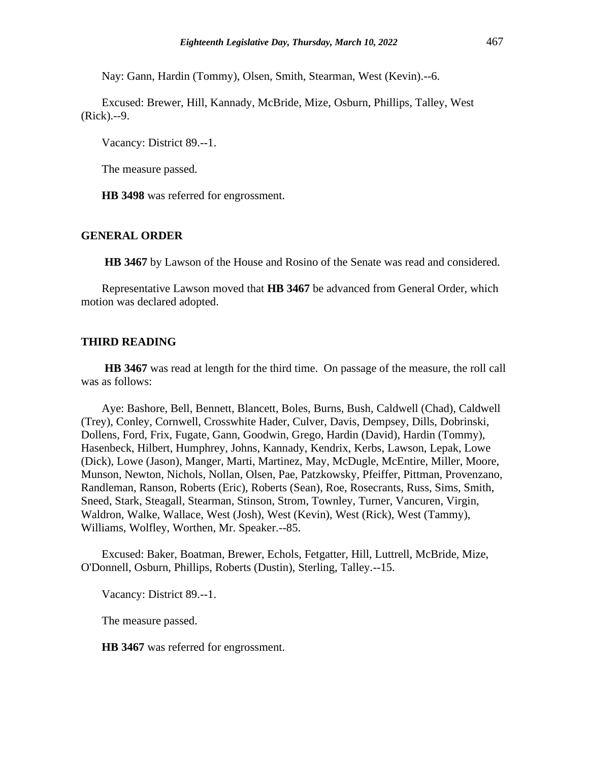Nay: Gann, Hardin (Tommy), Olsen, Smith, Stearman, West (Kevin).--6.

Excused: Brewer, Hill, Kannady, McBride, Mize, Osburn, Phillips, Talley, West (Rick).--9.

Vacancy: District 89.--1.

The measure passed.

**HB 3498** was referred for engrossment.

## GENERAL ORDER

**HB 3467** by Lawson of the House and Rosino of the Senate was read and considered.

Representative Lawson moved that **HB 3467** be advanced from General Order, which motion was declared adopted.

## THIRD READING

**HB 3467** was read at length for the third time. On passage of the measure, the roll call was as follows:

Aye: Bashore, Bell, Bennett, Blancett, Boles, Burns, Bush, Caldwell (Chad), Caldwell (Trey), Conley, Cornwell, Crosswhite Hader, Culver, Davis, Dempsey, Dills, Dobrinski, Dollens, Ford, Frix, Fugate, Gann, Goodwin, Grego, Hardin (David), Hardin (Tommy), Hasenbeck, Hilbert, Humphrey, Johns, Kannady, Kendrix, Kerbs, Lawson, Lepak, Lowe (Dick), Lowe (Jason), Manger, Marti, Martinez, May, McDugle, McEntire, Miller, Moore, Munson, Newton, Nichols, Nollan, Olsen, Pae, Patzkowsky, Pfeiffer, Pittman, Provenzano, Randleman, Ranson, Roberts (Eric), Roberts (Sean), Roe, Rosecrants, Russ, Sims, Smith, Sneed, Stark, Steagall, Stearman, Stinson, Strom, Townley, Turner, Vancuren, Virgin, Waldron, Walke, Wallace, West (Josh), West (Kevin), West (Rick), West (Tammy), Williams, Wolfley, Worthen, Mr. Speaker.--85.

Excused: Baker, Boatman, Brewer, Echols, Fetgatter, Hill, Luttrell, McBride, Mize, O'Donnell, Osburn, Phillips, Roberts (Dustin), Sterling, Talley.--15.

Vacancy: District 89.--1.

The measure passed.

**HB 3467** was referred for engrossment.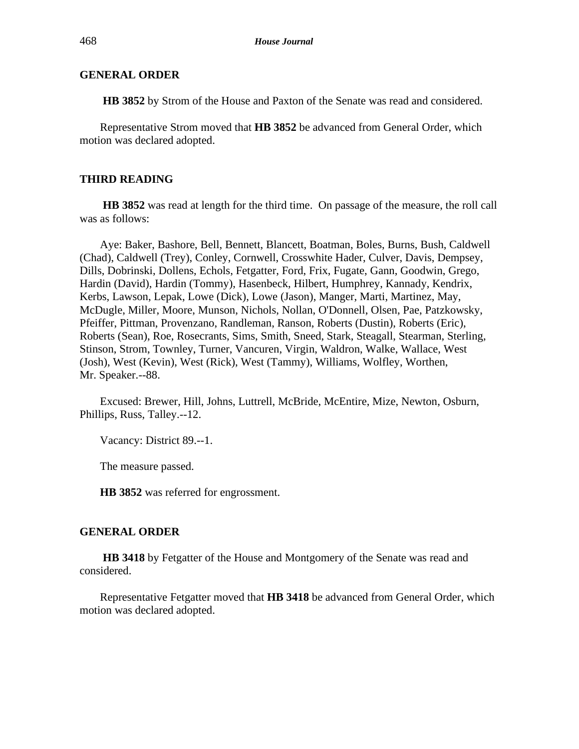**GENERAL ORDER**

**HB 3852** by Strom of the House and Paxton of the Senate was read and considered.

Representative Strom moved that **HB 3852** be advanced from General Order, which motion was declared adopted.

**THIRD READING**

**HB 3852** was read at length for the third time. On passage of the measure, the roll call was as follows:

Aye: Baker, Bashore, Bell, Bennett, Blancett, Boatman, Boles, Burns, Bush, Caldwell (Chad), Caldwell (Trey), Conley, Cornwell, Crosswhite Hader, Culver, Davis, Dempsey, Dills, Dobrinski, Dollens, Echols, Fetgatter, Ford, Frix, Fugate, Gann, Goodwin, Grego, Hardin (David), Hardin (Tommy), Hasenbeck, Hilbert, Humphrey, Kannady, Kendrix, Kerbs, Lawson, Lepak, Lowe (Dick), Lowe (Jason), Manger, Marti, Martinez, May, McDugle, Miller, Moore, Munson, Nichols, Nollan, O'Donnell, Olsen, Pae, Patzkowsky, Pfeiffer, Pittman, Provenzano, Randleman, Ranson, Roberts (Dustin), Roberts (Eric), Roberts (Sean), Roe, Rosecrants, Sims, Smith, Sneed, Stark, Steagall, Stearman, Sterling, Stinson, Strom, Townley, Turner, Vancuren, Virgin, Waldron, Walke, Wallace, West (Josh), West (Kevin), West (Rick), West (Tammy), Williams, Wolfley, Worthen, Mr. Speaker.--88.

Excused: Brewer, Hill, Johns, Luttrell, McBride, McEntire, Mize, Newton, Osburn, Phillips, Russ, Talley.--12.

Vacancy: District 89.--1.

The measure passed.

**HB 3852** was referred for engrossment.

**GENERAL ORDER**

**HB 3418** by Fetgatter of the House and Montgomery of the Senate was read and considered.

Representative Fetgatter moved that **HB 3418** be advanced from General Order, which motion was declared adopted.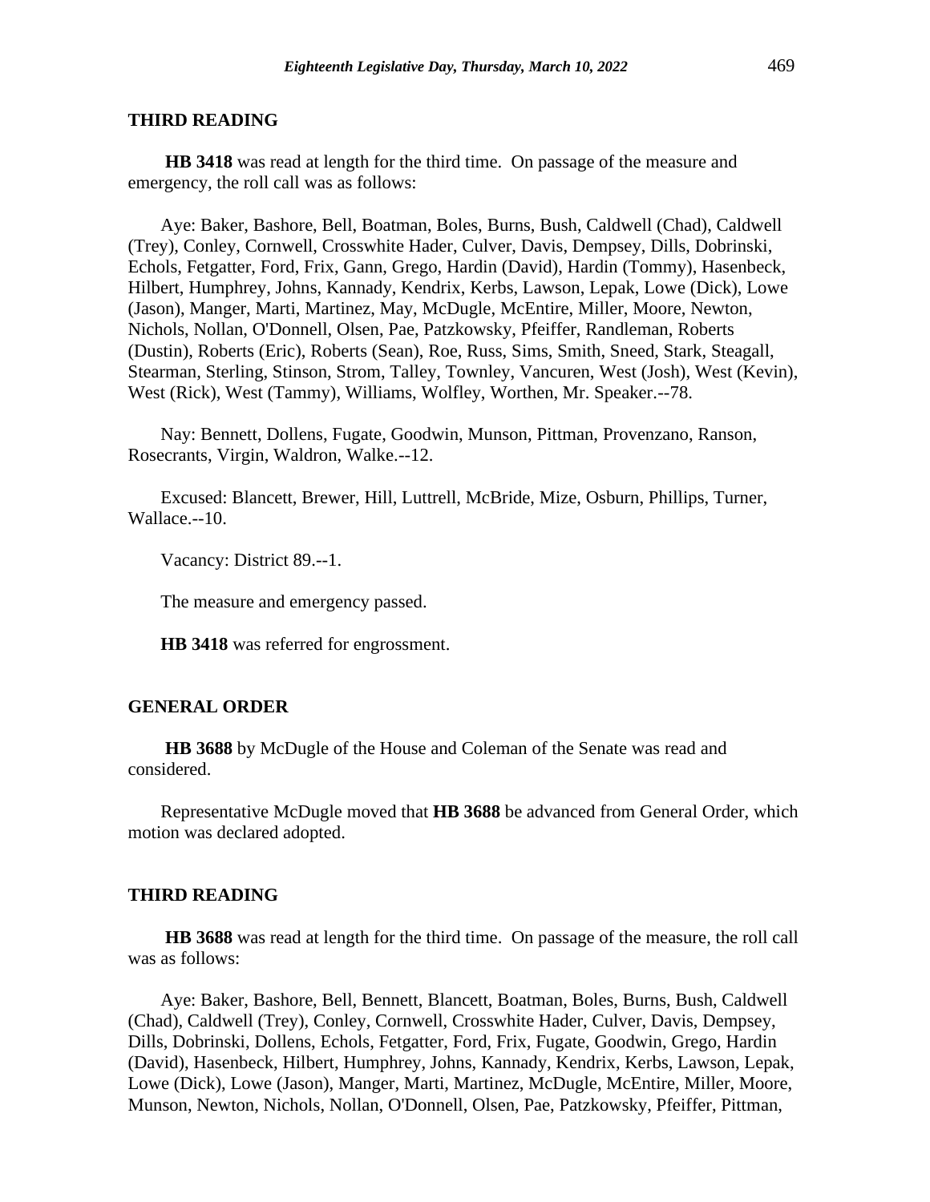## THIRD READING

**HB 3418** was read at length for the third time. On passage of the measure and emergency, the roll call was as follows:

Aye: Baker, Bashore, Bell, Boatman, Boles, Burns, Bush, Caldwell (Chad), Caldwell (Trey), Conley, Cornwell, Crosswhite Hader, Culver, Davis, Dempsey, Dills, Dobrinski, Echols, Fetgatter, Ford, Frix, Gann, Grego, Hardin (David), Hardin (Tommy), Hasenbeck, Hilbert, Humphrey, Johns, Kannady, Kendrix, Kerbs, Lawson, Lepak, Lowe (Dick), Lowe (Jason), Manger, Marti, Martinez, May, McDugle, McEntire, Miller, Moore, Newton, Nichols, Nollan, O'Donnell, Olsen, Pae, Patzkowsky, Pfeiffer, Randleman, Roberts (Dustin), Roberts (Eric), Roberts (Sean), Roe, Russ, Sims, Smith, Sneed, Stark, Steagall, Stearman, Sterling, Stinson, Strom, Talley, Townley, Vancuren, West (Josh), West (Kevin), West (Rick), West (Tammy), Williams, Wolfley, Worthen, Mr. Speaker.--78.

Nay: Bennett, Dollens, Fugate, Goodwin, Munson, Pittman, Provenzano, Ranson, Rosecrants, Virgin, Waldron, Walke.--12.

Excused: Blancett, Brewer, Hill, Luttrell, McBride, Mize, Osburn, Phillips, Turner, Wallace.--10.

Vacancy: District 89.--1.

The measure and emergency passed.

**HB 3418** was referred for engrossment.

## GENERAL ORDER

**HB 3688** by McDugle of the House and Coleman of the Senate was read and considered.

Representative McDugle moved that **HB 3688** be advanced from General Order, which motion was declared adopted.

## THIRD READING

**HB 3688** was read at length for the third time. On passage of the measure, the roll call was as follows:

Aye: Baker, Bashore, Bell, Bennett, Blancett, Boatman, Boles, Burns, Bush, Caldwell (Chad), Caldwell (Trey), Conley, Cornwell, Crosswhite Hader, Culver, Davis, Dempsey, Dills, Dobrinski, Dollens, Echols, Fetgatter, Ford, Frix, Fugate, Goodwin, Grego, Hardin (David), Hasenbeck, Hilbert, Humphrey, Johns, Kannady, Kendrix, Kerbs, Lawson, Lepak, Lowe (Dick), Lowe (Jason), Manger, Marti, Martinez, McDugle, McEntire, Miller, Moore, Munson, Newton, Nichols, Nollan, O'Donnell, Olsen, Pae, Patzkowsky, Pfeiffer, Pittman,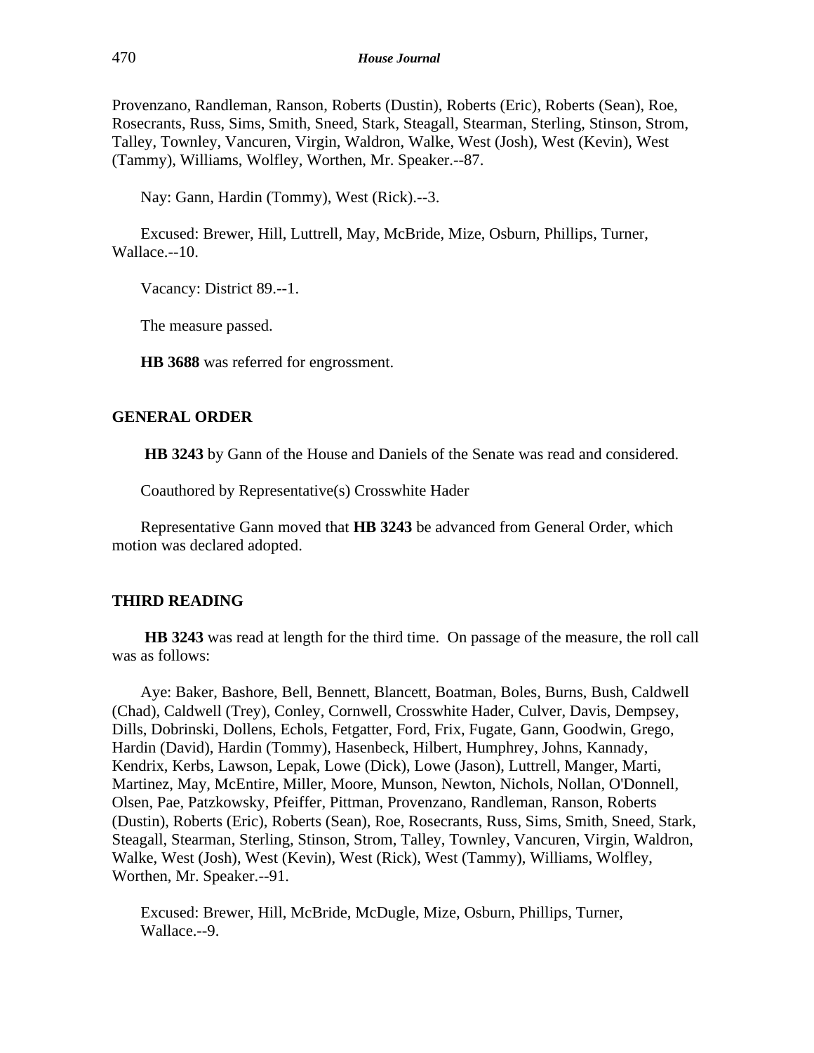Provenzano, Randleman, Ranson, Roberts (Dustin), Roberts (Eric), Roberts (Sean), Roe, Rosecrants, Russ, Sims, Smith, Sneed, Stark, Steagall, Stearman, Sterling, Stinson, Strom, Talley, Townley, Vancuren, Virgin, Waldron, Walke, West (Josh), West (Kevin), West (Tammy), Williams, Wolfley, Worthen, Mr. Speaker.--87.

Nay: Gann, Hardin (Tommy), West (Rick).--3.

Excused: Brewer, Hill, Luttrell, May, McBride, Mize, Osburn, Phillips, Turner, Wallace.--10.

Vacancy: District 89.--1.

The measure passed.

**HB 3688** was referred for engrossment.

## GENERAL ORDER

**HB 3243** by Gann of the House and Daniels of the Senate was read and considered.

Coauthored by Representative(s) Crosswhite Hader

Representative Gann moved that **HB 3243** be advanced from General Order, which motion was declared adopted.

## THIRD READING

**HB 3243** was read at length for the third time. On passage of the measure, the roll call was as follows:

Aye: Baker, Bashore, Bell, Bennett, Blancett, Boatman, Boles, Burns, Bush, Caldwell (Chad), Caldwell (Trey), Conley, Cornwell, Crosswhite Hader, Culver, Davis, Dempsey, Dills, Dobrinski, Dollens, Echols, Fetgatter, Ford, Frix, Fugate, Gann, Goodwin, Grego, Hardin (David), Hardin (Tommy), Hasenbeck, Hilbert, Humphrey, Johns, Kannady, Kendrix, Kerbs, Lawson, Lepak, Lowe (Dick), Lowe (Jason), Luttrell, Manger, Marti, Martinez, May, McEntire, Miller, Moore, Munson, Newton, Nichols, Nollan, O'Donnell, Olsen, Pae, Patzkowsky, Pfeiffer, Pittman, Provenzano, Randleman, Ranson, Roberts (Dustin), Roberts (Eric), Roberts (Sean), Roe, Rosecrants, Russ, Sims, Smith, Sneed, Stark, Steagall, Stearman, Sterling, Stinson, Strom, Talley, Townley, Vancuren, Virgin, Waldron, Walke, West (Josh), West (Kevin), West (Rick), West (Tammy), Williams, Wolfley, Worthen, Mr. Speaker.--91.

Excused: Brewer, Hill, McBride, McDugle, Mize, Osburn, Phillips, Turner, Wallace.--9.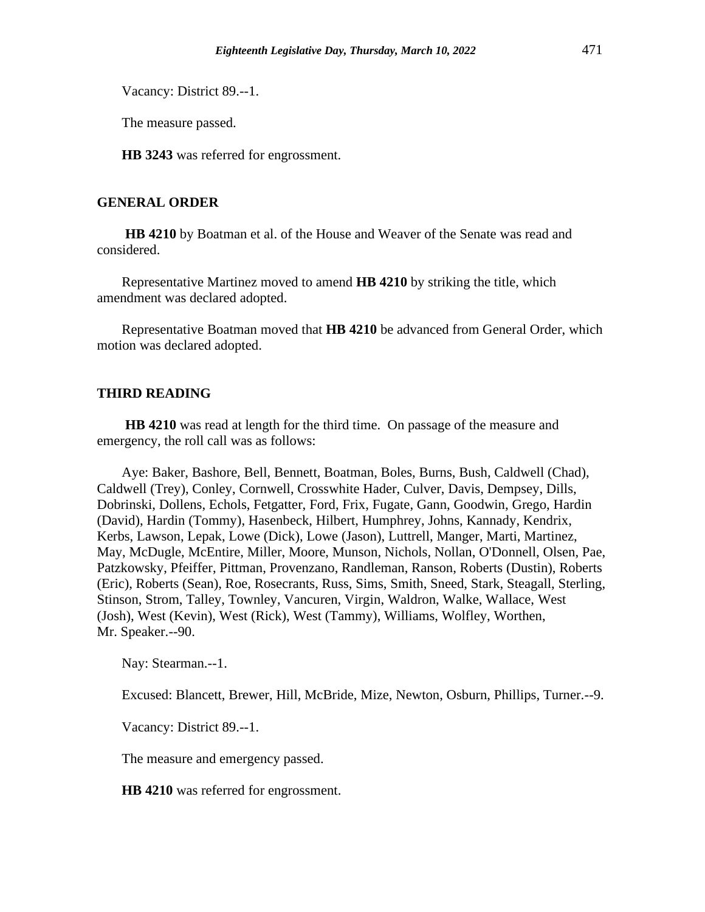Vacancy: District 89.--1.

The measure passed.

**HB 3243** was referred for engrossment.

## GENERAL ORDER

**HB 4210** by Boatman et al. of the House and Weaver of the Senate was read and considered.

Representative Martinez moved to amend **HB 4210** by striking the title, which amendment was declared adopted.

Representative Boatman moved that **HB 4210** be advanced from General Order, which motion was declared adopted.

## THIRD READING

**HB 4210** was read at length for the third time. On passage of the measure and emergency, the roll call was as follows:

Aye: Baker, Bashore, Bell, Bennett, Boatman, Boles, Burns, Bush, Caldwell (Chad), Caldwell (Trey), Conley, Cornwell, Crosswhite Hader, Culver, Davis, Dempsey, Dills, Dobrinski, Dollens, Echols, Fetgatter, Ford, Frix, Fugate, Gann, Goodwin, Grego, Hardin (David), Hardin (Tommy), Hasenbeck, Hilbert, Humphrey, Johns, Kannady, Kendrix, Kerbs, Lawson, Lepak, Lowe (Dick), Lowe (Jason), Luttrell, Manger, Marti, Martinez, May, McDugle, McEntire, Miller, Moore, Munson, Nichols, Nollan, O'Donnell, Olsen, Pae, Patzkowsky, Pfeiffer, Pittman, Provenzano, Randleman, Ranson, Roberts (Dustin), Roberts (Eric), Roberts (Sean), Roe, Rosecrants, Russ, Sims, Smith, Sneed, Stark, Steagall, Sterling, Stinson, Strom, Talley, Townley, Vancuren, Virgin, Waldron, Walke, Wallace, West (Josh), West (Kevin), West (Rick), West (Tammy), Williams, Wolfley, Worthen, Mr. Speaker.--90.

Nay: Stearman.--1.

Excused: Blancett, Brewer, Hill, McBride, Mize, Newton, Osburn, Phillips, Turner.--9.

Vacancy: District 89.--1.

The measure and emergency passed.

**HB 4210** was referred for engrossment.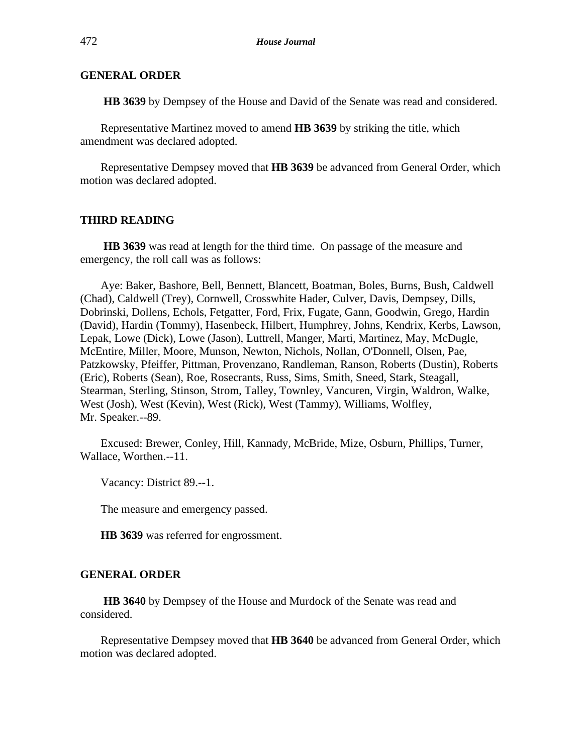## GENERAL ORDER

**HB 3639** by Dempsey of the House and David of the Senate was read and considered.

Representative Martinez moved to amend **HB 3639** by striking the title, which amendment was declared adopted.

Representative Dempsey moved that **HB 3639** be advanced from General Order, which motion was declared adopted.

## THIRD READING

**HB 3639** was read at length for the third time. On passage of the measure and emergency, the roll call was as follows:

Aye: Baker, Bashore, Bell, Bennett, Blancett, Boatman, Boles, Burns, Bush, Caldwell (Chad), Caldwell (Trey), Cornwell, Crosswhite Hader, Culver, Davis, Dempsey, Dills, Dobrinski, Dollens, Echols, Fetgatter, Ford, Frix, Fugate, Gann, Goodwin, Grego, Hardin (David), Hardin (Tommy), Hasenbeck, Hilbert, Humphrey, Johns, Kendrix, Kerbs, Lawson, Lepak, Lowe (Dick), Lowe (Jason), Luttrell, Manger, Marti, Martinez, May, McDugle, McEntire, Miller, Moore, Munson, Newton, Nichols, Nollan, O'Donnell, Olsen, Pae, Patzkowsky, Pfeiffer, Pittman, Provenzano, Randleman, Ranson, Roberts (Dustin), Roberts (Eric), Roberts (Sean), Roe, Rosecrants, Russ, Sims, Smith, Sneed, Stark, Steagall, Stearman, Sterling, Stinson, Strom, Talley, Townley, Vancuren, Virgin, Waldron, Walke, West (Josh), West (Kevin), West (Rick), West (Tammy), Williams, Wolfley, Mr. Speaker.--89.

Excused: Brewer, Conley, Hill, Kannady, McBride, Mize, Osburn, Phillips, Turner, Wallace, Worthen.--11.

Vacancy: District 89.--1.

The measure and emergency passed.

**HB 3639** was referred for engrossment.

## GENERAL ORDER

**HB 3640** by Dempsey of the House and Murdock of the Senate was read and considered.

Representative Dempsey moved that **HB 3640** be advanced from General Order, which motion was declared adopted.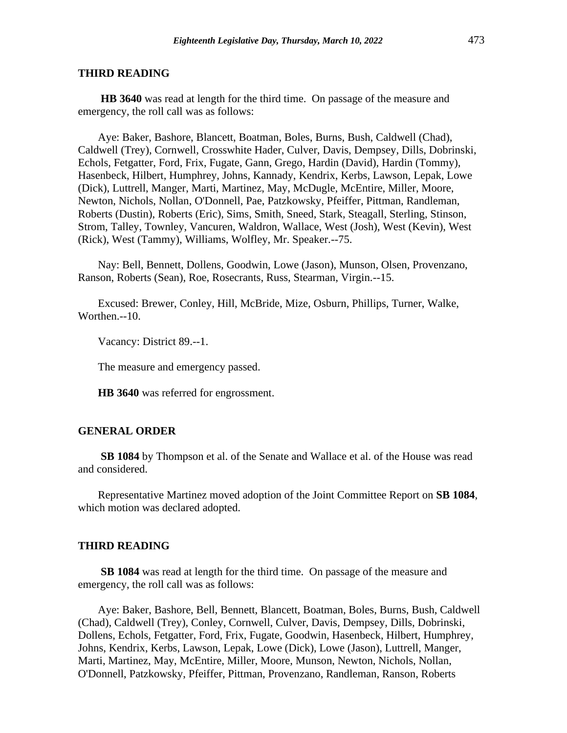## THIRD READING

**HB 3640** was read at length for the third time. On passage of the measure and emergency, the roll call was as follows:

Aye: Baker, Bashore, Blancett, Boatman, Boles, Burns, Bush, Caldwell (Chad), Caldwell (Trey), Cornwell, Crosswhite Hader, Culver, Davis, Dempsey, Dills, Dobrinski, Echols, Fetgatter, Ford, Frix, Fugate, Gann, Grego, Hardin (David), Hardin (Tommy), Hasenbeck, Hilbert, Humphrey, Johns, Kannady, Kendrix, Kerbs, Lawson, Lepak, Lowe (Dick), Luttrell, Manger, Marti, Martinez, May, McDugle, McEntire, Miller, Moore, Newton, Nichols, Nollan, O'Donnell, Pae, Patzkowsky, Pfeiffer, Pittman, Randleman, Roberts (Dustin), Roberts (Eric), Sims, Smith, Sneed, Stark, Steagall, Sterling, Stinson, Strom, Talley, Townley, Vancuren, Waldron, Wallace, West (Josh), West (Kevin), West (Rick), West (Tammy), Williams, Wolfley, Mr. Speaker.--75.

Nay: Bell, Bennett, Dollens, Goodwin, Lowe (Jason), Munson, Olsen, Provenzano, Ranson, Roberts (Sean), Roe, Rosecrants, Russ, Stearman, Virgin.--15.

Excused: Brewer, Conley, Hill, McBride, Mize, Osburn, Phillips, Turner, Walke, Worthen.--10.

Vacancy: District 89.--1.

The measure and emergency passed.

**HB 3640** was referred for engrossment.

## GENERAL ORDER

**SB 1084** by Thompson et al. of the Senate and Wallace et al. of the House was read and considered.

Representative Martinez moved adoption of the Joint Committee Report on **SB 1084**, which motion was declared adopted.

## THIRD READING

**SB 1084** was read at length for the third time. On passage of the measure and emergency, the roll call was as follows:

Aye: Baker, Bashore, Bell, Bennett, Blancett, Boatman, Boles, Burns, Bush, Caldwell (Chad), Caldwell (Trey), Conley, Cornwell, Culver, Davis, Dempsey, Dills, Dobrinski, Dollens, Echols, Fetgatter, Ford, Frix, Fugate, Goodwin, Hasenbeck, Hilbert, Humphrey, Johns, Kendrix, Kerbs, Lawson, Lepak, Lowe (Dick), Lowe (Jason), Luttrell, Manger, Marti, Martinez, May, McEntire, Miller, Moore, Munson, Newton, Nichols, Nollan, O'Donnell, Patzkowsky, Pfeiffer, Pittman, Provenzano, Randleman, Ranson, Roberts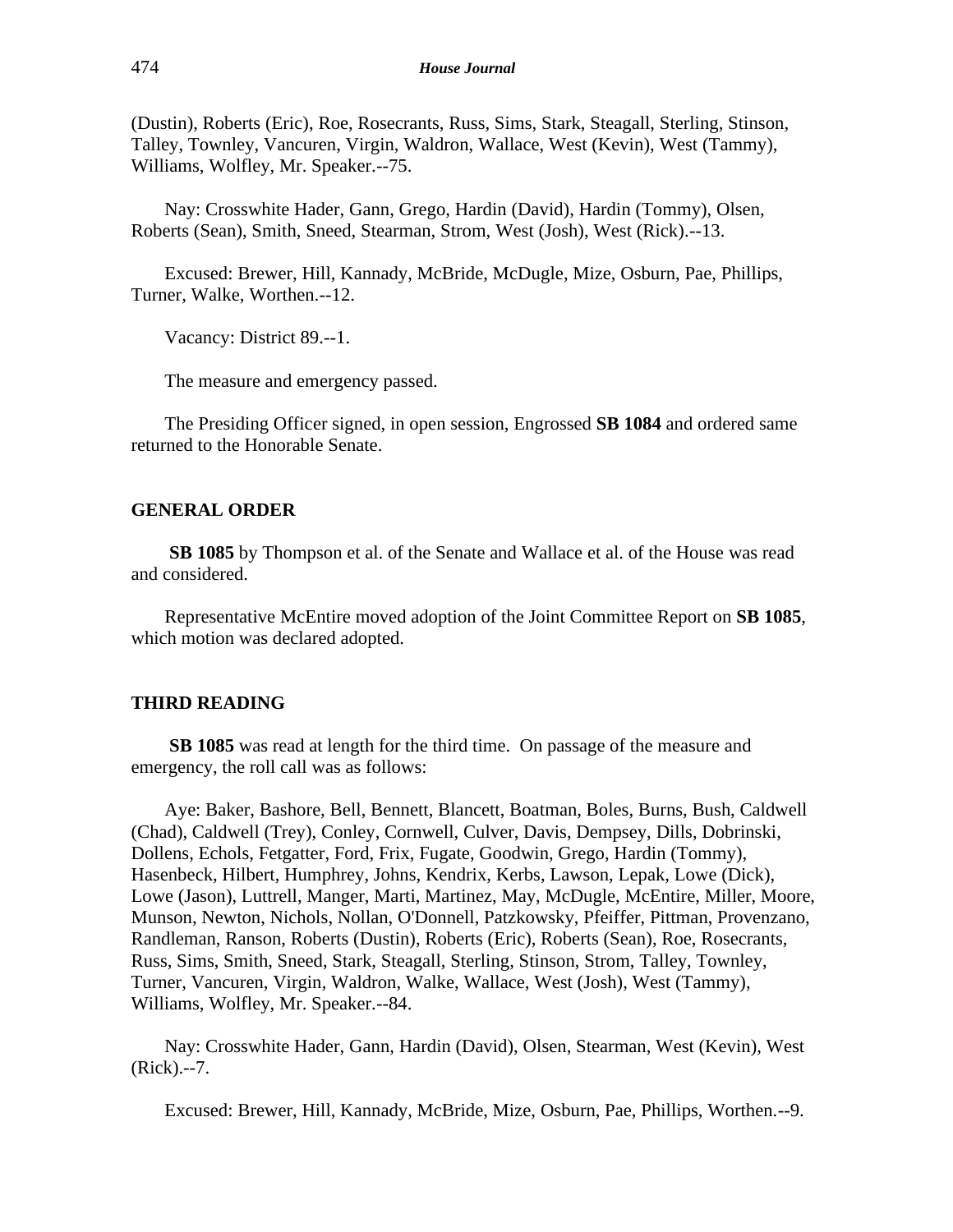(Dustin), Roberts (Eric), Roe, Rosecrants, Russ, Sims, Stark, Steagall, Sterling, Stinson, Talley, Townley, Vancuren, Virgin, Waldron, Wallace, West (Kevin), West (Tammy), Williams, Wolfley, Mr. Speaker.--75.

Nay: Crosswhite Hader, Gann, Grego, Hardin (David), Hardin (Tommy), Olsen, Roberts (Sean), Smith, Sneed, Stearman, Strom, West (Josh), West (Rick).--13.

Excused: Brewer, Hill, Kannady, McBride, McDugle, Mize, Osburn, Pae, Phillips, Turner, Walke, Worthen.--12.

Vacancy: District 89.--1.

The measure and emergency passed.

The Presiding Officer signed, in open session, Engrossed **SB 1084** and ordered same returned to the Honorable Senate.

## GENERAL ORDER

**SB 1085** by Thompson et al. of the Senate and Wallace et al. of the House was read and considered.

Representative McEntire moved adoption of the Joint Committee Report on **SB 1085**, which motion was declared adopted.

## THIRD READING

**SB 1085** was read at length for the third time. On passage of the measure and emergency, the roll call was as follows:

Aye: Baker, Bashore, Bell, Bennett, Blancett, Boatman, Boles, Burns, Bush, Caldwell (Chad), Caldwell (Trey), Conley, Cornwell, Culver, Davis, Dempsey, Dills, Dobrinski, Dollens, Echols, Fetgatter, Ford, Frix, Fugate, Goodwin, Grego, Hardin (Tommy), Hasenbeck, Hilbert, Humphrey, Johns, Kendrix, Kerbs, Lawson, Lepak, Lowe (Dick), Lowe (Jason), Luttrell, Manger, Marti, Martinez, May, McDugle, McEntire, Miller, Moore, Munson, Newton, Nichols, Nollan, O'Donnell, Patzkowsky, Pfeiffer, Pittman, Provenzano, Randleman, Ranson, Roberts (Dustin), Roberts (Eric), Roberts (Sean), Roe, Rosecrants, Russ, Sims, Smith, Sneed, Stark, Steagall, Sterling, Stinson, Strom, Talley, Townley, Turner, Vancuren, Virgin, Waldron, Walke, Wallace, West (Josh), West (Tammy), Williams, Wolfley, Mr. Speaker.--84.

Nay: Crosswhite Hader, Gann, Hardin (David), Olsen, Stearman, West (Kevin), West (Rick).--7.

Excused: Brewer, Hill, Kannady, McBride, Mize, Osburn, Pae, Phillips, Worthen.--9.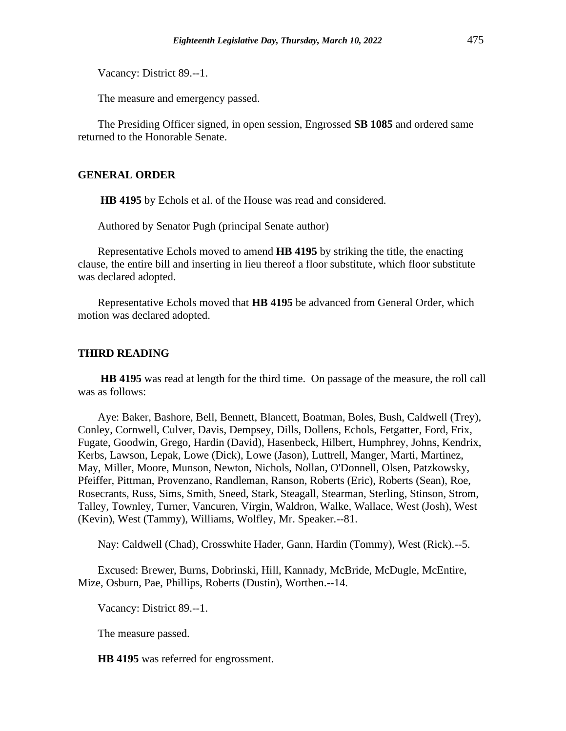Vacancy: District 89.--1.

The measure and emergency passed.

The Presiding Officer signed, in open session, Engrossed **SB 1085** and ordered same returned to the Honorable Senate.

## GENERAL ORDER

**HB 4195** by Echols et al. of the House was read and considered.

Authored by Senator Pugh (principal Senate author)

Representative Echols moved to amend **HB 4195** by striking the title, the enacting clause, the entire bill and inserting in lieu thereof a floor substitute, which floor substitute was declared adopted.

Representative Echols moved that **HB 4195** be advanced from General Order, which motion was declared adopted.

## THIRD READING

**HB 4195** was read at length for the third time. On passage of the measure, the roll call was as follows:

Aye: Baker, Bashore, Bell, Bennett, Blancett, Boatman, Boles, Bush, Caldwell (Trey), Conley, Cornwell, Culver, Davis, Dempsey, Dills, Dollens, Echols, Fetgatter, Ford, Frix, Fugate, Goodwin, Grego, Hardin (David), Hasenbeck, Hilbert, Humphrey, Johns, Kendrix, Kerbs, Lawson, Lepak, Lowe (Dick), Lowe (Jason), Luttrell, Manger, Marti, Martinez, May, Miller, Moore, Munson, Newton, Nichols, Nollan, O'Donnell, Olsen, Patzkowsky, Pfeiffer, Pittman, Provenzano, Randleman, Ranson, Roberts (Eric), Roberts (Sean), Roe, Rosecrants, Russ, Sims, Smith, Sneed, Stark, Steagall, Stearman, Sterling, Stinson, Strom, Talley, Townley, Turner, Vancuren, Virgin, Waldron, Walke, Wallace, West (Josh), West (Kevin), West (Tammy), Williams, Wolfley, Mr. Speaker.--81.

Nay: Caldwell (Chad), Crosswhite Hader, Gann, Hardin (Tommy), West (Rick).--5.

Excused: Brewer, Burns, Dobrinski, Hill, Kannady, McBride, McDugle, McEntire, Mize, Osburn, Pae, Phillips, Roberts (Dustin), Worthen.--14.

Vacancy: District 89.--1.

The measure passed.

**HB 4195** was referred for engrossment.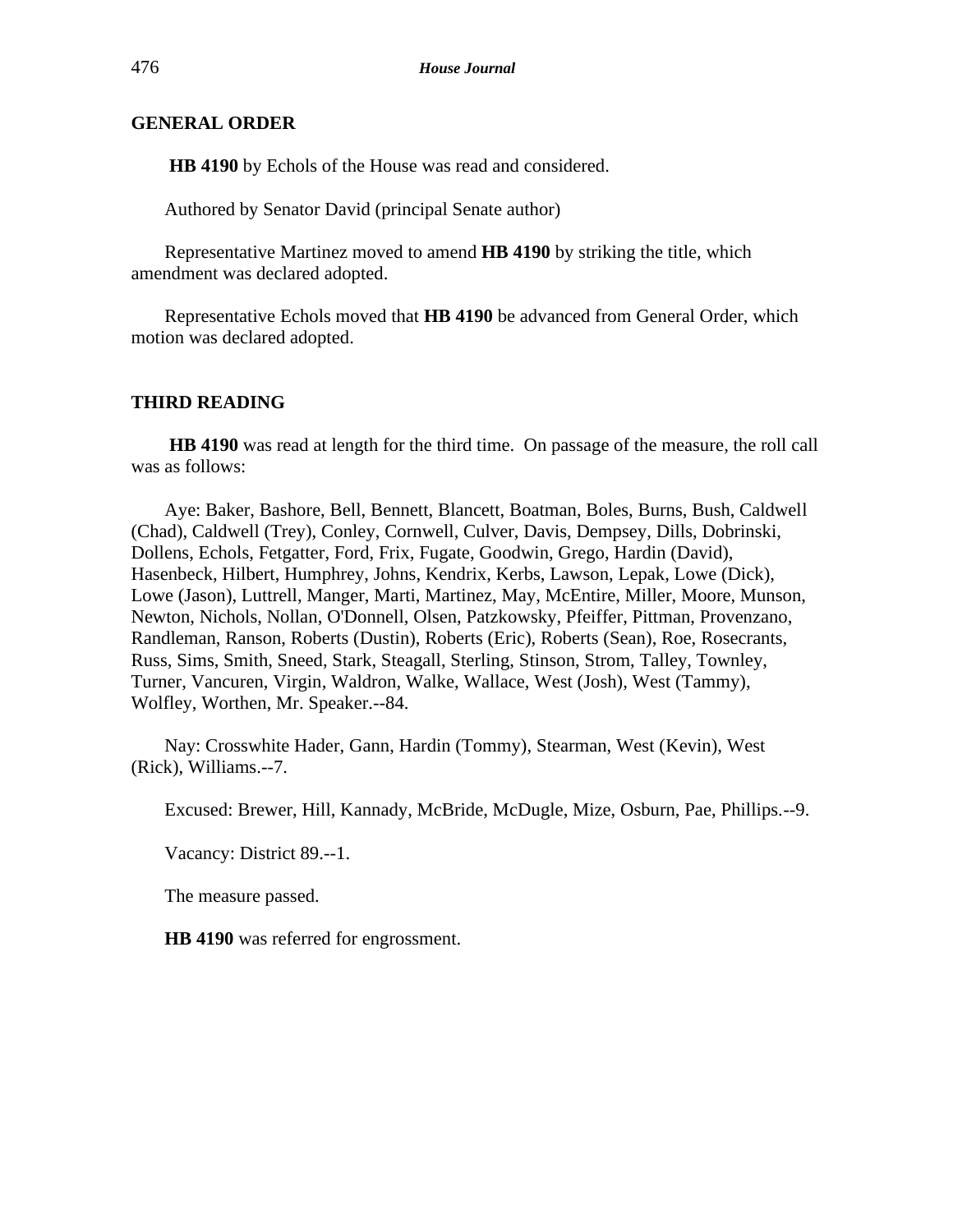## GENERAL ORDER

**HB 4190** by Echols of the House was read and considered.

Authored by Senator David (principal Senate author)

Representative Martinez moved to amend **HB 4190** by striking the title, which amendment was declared adopted.

Representative Echols moved that **HB 4190** be advanced from General Order, which motion was declared adopted.

## THIRD READING

**HB 4190** was read at length for the third time. On passage of the measure, the roll call was as follows:

Aye: Baker, Bashore, Bell, Bennett, Blancett, Boatman, Boles, Burns, Bush, Caldwell (Chad), Caldwell (Trey), Conley, Cornwell, Culver, Davis, Dempsey, Dills, Dobrinski, Dollens, Echols, Fetgatter, Ford, Frix, Fugate, Goodwin, Grego, Hardin (David), Hasenbeck, Hilbert, Humphrey, Johns, Kendrix, Kerbs, Lawson, Lepak, Lowe (Dick), Lowe (Jason), Luttrell, Manger, Marti, Martinez, May, McEntire, Miller, Moore, Munson, Newton, Nichols, Nollan, O'Donnell, Olsen, Patzkowsky, Pfeiffer, Pittman, Provenzano, Randleman, Ranson, Roberts (Dustin), Roberts (Eric), Roberts (Sean), Roe, Rosecrants, Russ, Sims, Smith, Sneed, Stark, Steagall, Sterling, Stinson, Strom, Talley, Townley, Turner, Vancuren, Virgin, Waldron, Walke, Wallace, West (Josh), West (Tammy), Wolfley, Worthen, Mr. Speaker.--84.

Nay: Crosswhite Hader, Gann, Hardin (Tommy), Stearman, West (Kevin), West (Rick), Williams.--7.

Excused: Brewer, Hill, Kannady, McBride, McDugle, Mize, Osburn, Pae, Phillips.--9.

Vacancy: District 89.--1.

The measure passed.

**HB 4190** was referred for engrossment.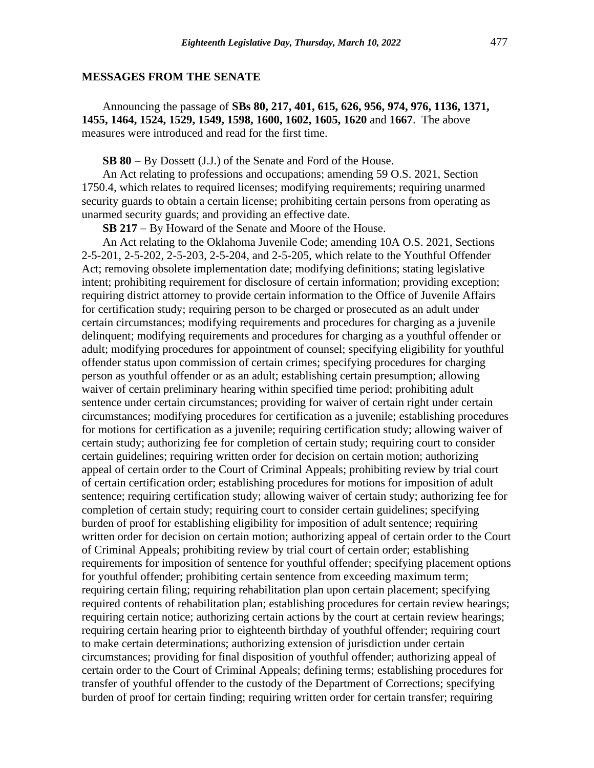## MESSAGES FROM THE SENATE

Announcing the passage of **SBs 80, 217, 401, 615, 626, 956, 974, 976, 1136, 1371, 1455, 1464, 1524, 1529, 1549, 1598, 1600, 1602, 1605, 1620** and **1667**. The above measures were introduced and read for the first time.

**SB 80** − By Dossett (J.J.) of the Senate and Ford of the House.

An Act relating to professions and occupations; amending 59 O.S. 2021, Section 1750.4, which relates to required licenses; modifying requirements; requiring unarmed security guards to obtain a certain license; prohibiting certain persons from operating as unarmed security guards; and providing an effective date.

**SB 217** − By Howard of the Senate and Moore of the House.

An Act relating to the Oklahoma Juvenile Code; amending 10A O.S. 2021, Sections 2-5-201, 2-5-202, 2-5-203, 2-5-204, and 2-5-205, which relate to the Youthful Offender Act; removing obsolete implementation date; modifying definitions; stating legislative intent; prohibiting requirement for disclosure of certain information; providing exception; requiring district attorney to provide certain information to the Office of Juvenile Affairs for certification study; requiring person to be charged or prosecuted as an adult under certain circumstances; modifying requirements and procedures for charging as a juvenile delinquent; modifying requirements and procedures for charging as a youthful offender or adult; modifying procedures for appointment of counsel; specifying eligibility for youthful offender status upon commission of certain crimes; specifying procedures for charging person as youthful offender or as an adult; establishing certain presumption; allowing waiver of certain preliminary hearing within specified time period; prohibiting adult sentence under certain circumstances; providing for waiver of certain right under certain circumstances; modifying procedures for certification as a juvenile; establishing procedures for motions for certification as a juvenile; requiring certification study; allowing waiver of certain study; authorizing fee for completion of certain study; requiring court to consider certain guidelines; requiring written order for decision on certain motion; authorizing appeal of certain order to the Court of Criminal Appeals; prohibiting review by trial court of certain certification order; establishing procedures for motions for imposition of adult sentence; requiring certification study; allowing waiver of certain study; authorizing fee for completion of certain study; requiring court to consider certain guidelines; specifying burden of proof for establishing eligibility for imposition of adult sentence; requiring written order for decision on certain motion; authorizing appeal of certain order to the Court of Criminal Appeals; prohibiting review by trial court of certain order; establishing requirements for imposition of sentence for youthful offender; specifying placement options for youthful offender; prohibiting certain sentence from exceeding maximum term; requiring certain filing; requiring rehabilitation plan upon certain placement; specifying required contents of rehabilitation plan; establishing procedures for certain review hearings; requiring certain notice; authorizing certain actions by the court at certain review hearings; requiring certain hearing prior to eighteenth birthday of youthful offender; requiring court to make certain determinations; authorizing extension of jurisdiction under certain circumstances; providing for final disposition of youthful offender; authorizing appeal of certain order to the Court of Criminal Appeals; defining terms; establishing procedures for transfer of youthful offender to the custody of the Department of Corrections; specifying burden of proof for certain finding; requiring written order for certain transfer; requiring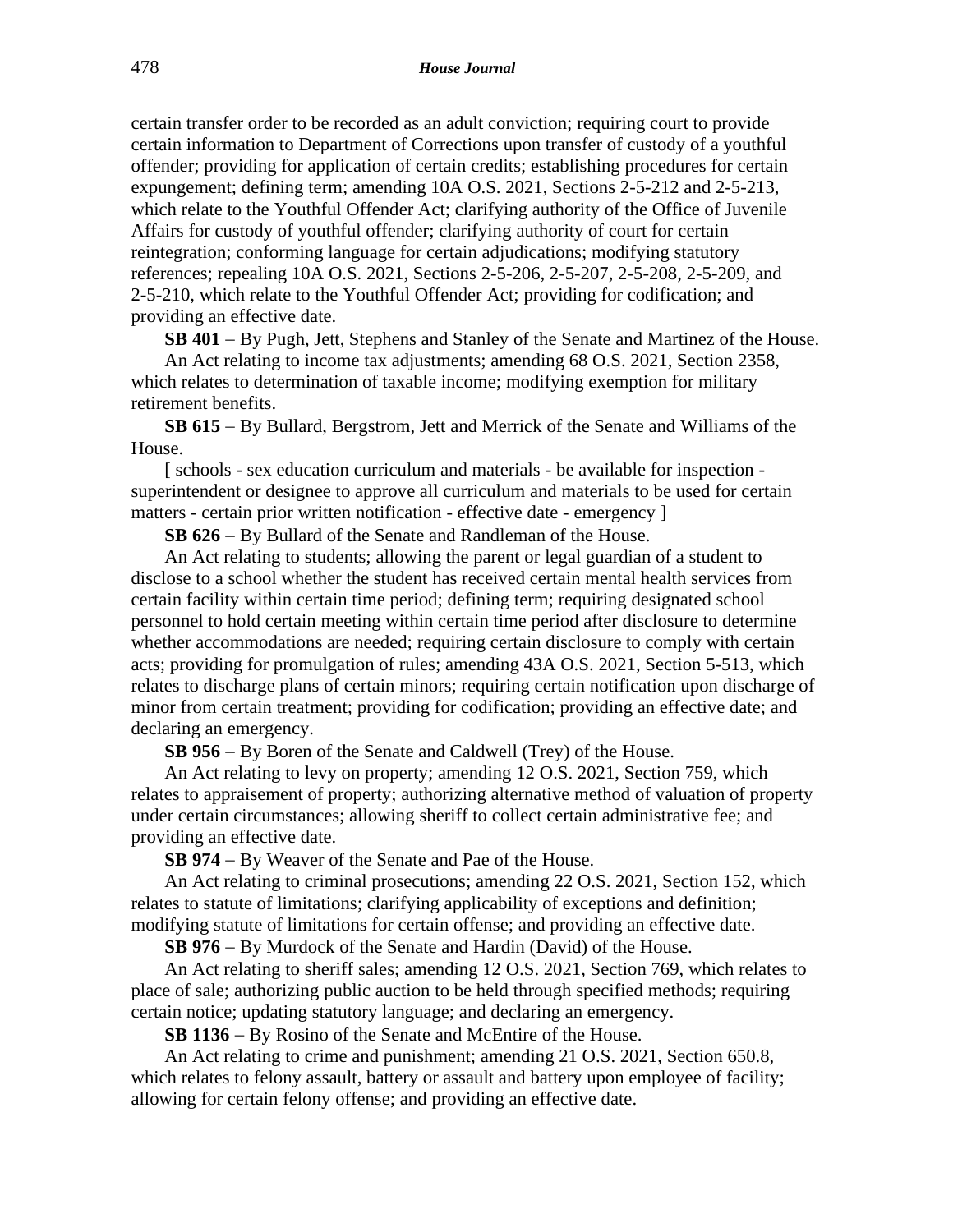certain transfer order to be recorded as an adult conviction; requiring court to provide certain information to Department of Corrections upon transfer of custody of a youthful offender; providing for application of certain credits; establishing procedures for certain expungement; defining term; amending 10A O.S. 2021, Sections 2-5-212 and 2-5-213, which relate to the Youthful Offender Act; clarifying authority of the Office of Juvenile Affairs for custody of youthful offender; clarifying authority of court for certain reintegration; conforming language for certain adjudications; modifying statutory references; repealing 10A O.S. 2021, Sections 2-5-206, 2-5-207, 2-5-208, 2-5-209, and 2-5-210, which relate to the Youthful Offender Act; providing for codification; and providing an effective date.

**SB 401** – By Pugh, Jett, Stephens and Stanley of the Senate and Martinez of the House.

An Act relating to income tax adjustments; amending 68 O.S. 2021, Section 2358, which relates to determination of taxable income; modifying exemption for military retirement benefits.

**SB 615** – By Bullard, Bergstrom, Jett and Merrick of the Senate and Williams of the House.

[ schools - sex education curriculum and materials - be available for inspection - superintendent or designee to approve all curriculum and materials to be used for certain matters - certain prior written notification - effective date - emergency ]

**SB 626** – By Bullard of the Senate and Randleman of the House.

An Act relating to students; allowing the parent or legal guardian of a student to disclose to a school whether the student has received certain mental health services from certain facility within certain time period; defining term; requiring designated school personnel to hold certain meeting within certain time period after disclosure to determine whether accommodations are needed; requiring certain disclosure to comply with certain acts; providing for promulgation of rules; amending 43A O.S. 2021, Section 5-513, which relates to discharge plans of certain minors; requiring certain notification upon discharge of minor from certain treatment; providing for codification; providing an effective date; and declaring an emergency.

**SB 956** – By Boren of the Senate and Caldwell (Trey) of the House.

An Act relating to levy on property; amending 12 O.S. 2021, Section 759, which relates to appraisement of property; authorizing alternative method of valuation of property under certain circumstances; allowing sheriff to collect certain administrative fee; and providing an effective date.

**SB 974** – By Weaver of the Senate and Pae of the House.

An Act relating to criminal prosecutions; amending 22 O.S. 2021, Section 152, which relates to statute of limitations; clarifying applicability of exceptions and definition; modifying statute of limitations for certain offense; and providing an effective date.

**SB 976** – By Murdock of the Senate and Hardin (David) of the House.

An Act relating to sheriff sales; amending 12 O.S. 2021, Section 769, which relates to place of sale; authorizing public auction to be held through specified methods; requiring certain notice; updating statutory language; and declaring an emergency.

**SB 1136** – By Rosino of the Senate and McEntire of the House.

An Act relating to crime and punishment; amending 21 O.S. 2021, Section 650.8, which relates to felony assault, battery or assault and battery upon employee of facility; allowing for certain felony offense; and providing an effective date.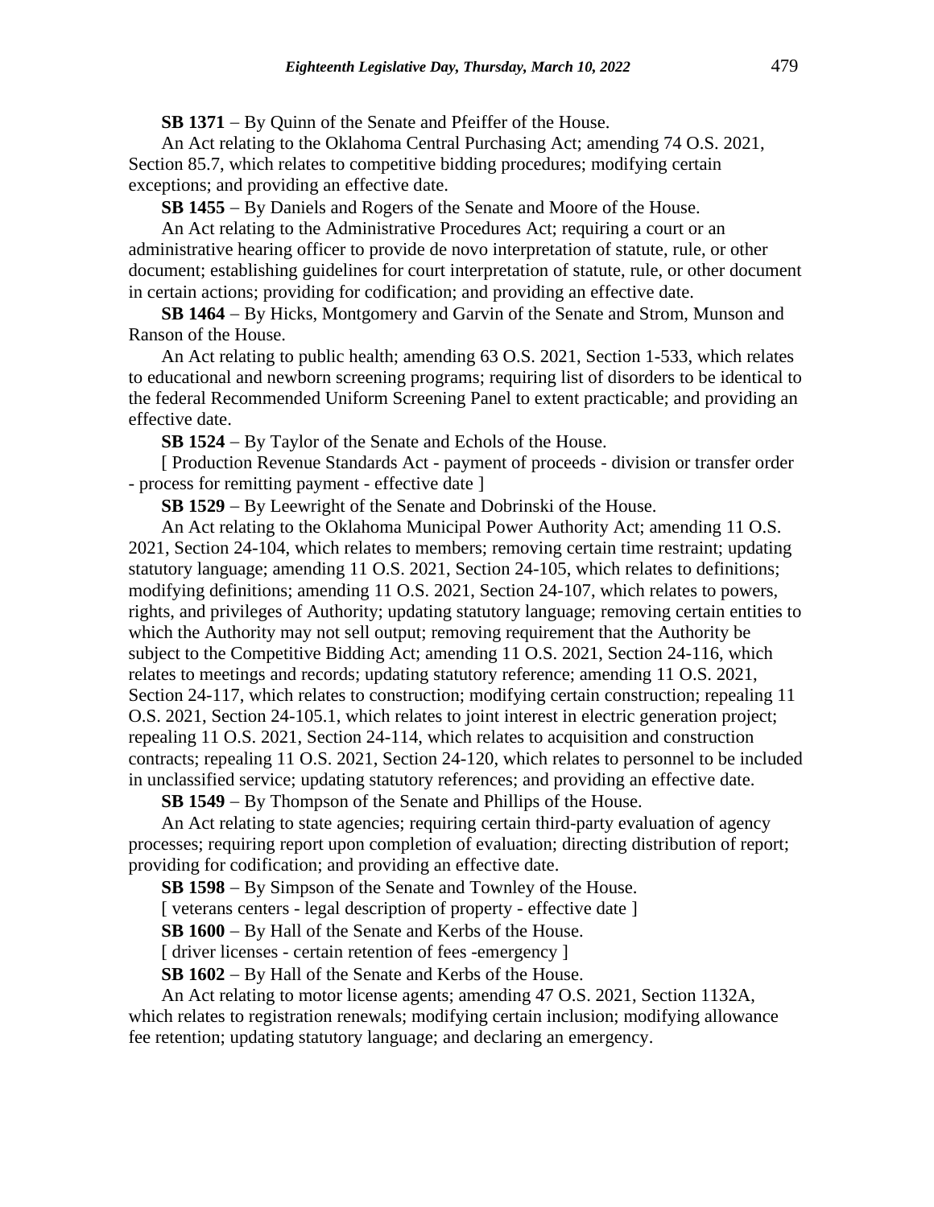**SB 1371** − By Quinn of the Senate and Pfeiffer of the House.

An Act relating to the Oklahoma Central Purchasing Act; amending 74 O.S. 2021, Section 85.7, which relates to competitive bidding procedures; modifying certain exceptions; and providing an effective date.

**SB 1455** − By Daniels and Rogers of the Senate and Moore of the House.

An Act relating to the Administrative Procedures Act; requiring a court or an administrative hearing officer to provide de novo interpretation of statute, rule, or other document; establishing guidelines for court interpretation of statute, rule, or other document in certain actions; providing for codification; and providing an effective date.

**SB 1464** − By Hicks, Montgomery and Garvin of the Senate and Strom, Munson and Ranson of the House.

An Act relating to public health; amending 63 O.S. 2021, Section 1-533, which relates to educational and newborn screening programs; requiring list of disorders to be identical to the federal Recommended Uniform Screening Panel to extent practicable; and providing an effective date.

**SB 1524** − By Taylor of the Senate and Echols of the House.

[ Production Revenue Standards Act - payment of proceeds - division or transfer order - process for remitting payment - effective date ]

**SB 1529** − By Leewright of the Senate and Dobrinski of the House.

An Act relating to the Oklahoma Municipal Power Authority Act; amending 11 O.S. 2021, Section 24-104, which relates to members; removing certain time restraint; updating statutory language; amending 11 O.S. 2021, Section 24-105, which relates to definitions; modifying definitions; amending 11 O.S. 2021, Section 24-107, which relates to powers, rights, and privileges of Authority; updating statutory language; removing certain entities to which the Authority may not sell output; removing requirement that the Authority be subject to the Competitive Bidding Act; amending 11 O.S. 2021, Section 24-116, which relates to meetings and records; updating statutory reference; amending 11 O.S. 2021, Section 24-117, which relates to construction; modifying certain construction; repealing 11 O.S. 2021, Section 24-105.1, which relates to joint interest in electric generation project; repealing 11 O.S. 2021, Section 24-114, which relates to acquisition and construction contracts; repealing 11 O.S. 2021, Section 24-120, which relates to personnel to be included in unclassified service; updating statutory references; and providing an effective date.

**SB 1549** − By Thompson of the Senate and Phillips of the House.

An Act relating to state agencies; requiring certain third-party evaluation of agency processes; requiring report upon completion of evaluation; directing distribution of report; providing for codification; and providing an effective date.

**SB 1598** − By Simpson of the Senate and Townley of the House.

[ veterans centers - legal description of property - effective date ]

**SB 1600** − By Hall of the Senate and Kerbs of the House.

[ driver licenses - certain retention of fees -emergency ]

**SB 1602** − By Hall of the Senate and Kerbs of the House.

An Act relating to motor license agents; amending 47 O.S. 2021, Section 1132A, which relates to registration renewals; modifying certain inclusion; modifying allowance fee retention; updating statutory language; and declaring an emergency.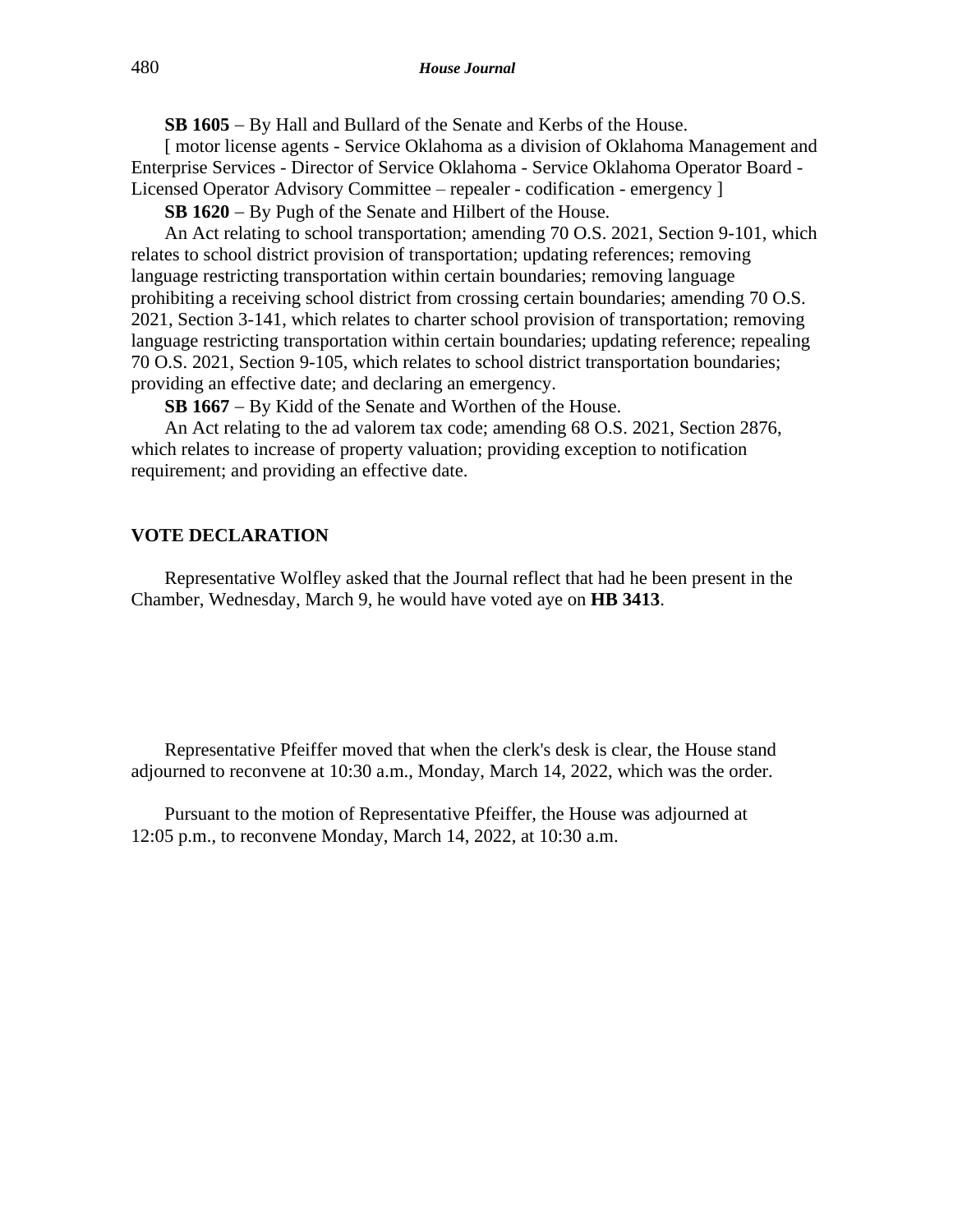**SB 1605** – By Hall and Bullard of the Senate and Kerbs of the House.

[ motor license agents - Service Oklahoma as a division of Oklahoma Management and Enterprise Services - Director of Service Oklahoma - Service Oklahoma Operator Board - Licensed Operator Advisory Committee – repealer - codification - emergency ]

**SB 1620** – By Pugh of the Senate and Hilbert of the House.

An Act relating to school transportation; amending 70 O.S. 2021, Section 9-101, which relates to school district provision of transportation; updating references; removing language restricting transportation within certain boundaries; removing language prohibiting a receiving school district from crossing certain boundaries; amending 70 O.S. 2021, Section 3-141, which relates to charter school provision of transportation; removing language restricting transportation within certain boundaries; updating reference; repealing 70 O.S. 2021, Section 9-105, which relates to school district transportation boundaries; providing an effective date; and declaring an emergency.

**SB 1667** – By Kidd of the Senate and Worthen of the House.

An Act relating to the ad valorem tax code; amending 68 O.S. 2021, Section 2876, which relates to increase of property valuation; providing exception to notification requirement; and providing an effective date.

## VOTE DECLARATION

Representative Wolfley asked that the Journal reflect that had he been present in the Chamber, Wednesday, March 9, he would have voted aye on **HB 3413**.

Representative Pfeiffer moved that when the clerk's desk is clear, the House stand adjourned to reconvene at 10:30 a.m., Monday, March 14, 2022, which was the order.

Pursuant to the motion of Representative Pfeiffer, the House was adjourned at 12:05 p.m., to reconvene Monday, March 14, 2022, at 10:30 a.m.